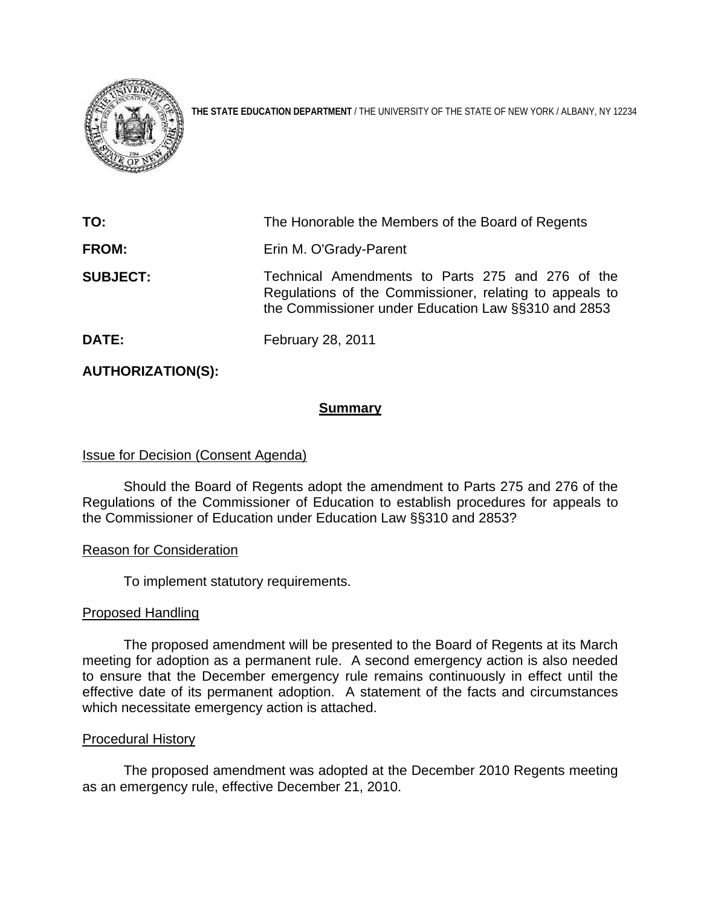**THE STATE EDUCATION DEPARTMENT** / THE UNIVERSITY OF THE STATE OF NEW YORK / ALBANY, NY 12234

**TO:** The Honorable the Members of the Board of Regents

**FROM:** Erin M. O'Grady-Parent

**SUBJECT:** Technical Amendments to Parts 275 and 276 of the Regulations of the Commissioner, relating to appeals to the Commissioner under Education Law §§310 and 2853

**DATE:** February 28, 2011

**AUTHORIZATION(S):**

## Summary

Issue for Decision (Consent Agenda)

Should the Board of Regents adopt the amendment to Parts 275 and 276 of the Regulations of the Commissioner of Education to establish procedures for appeals to the Commissioner of Education under Education Law §§310 and 2853?

Reason for Consideration

To implement statutory requirements.

Proposed Handling

The proposed amendment will be presented to the Board of Regents at its March meeting for adoption as a permanent rule. A second emergency action is also needed to ensure that the December emergency rule remains continuously in effect until the effective date of its permanent adoption. A statement of the facts and circumstances which necessitate emergency action is attached.

Procedural History

The proposed amendment was adopted at the December 2010 Regents meeting as an emergency rule, effective December 21, 2010.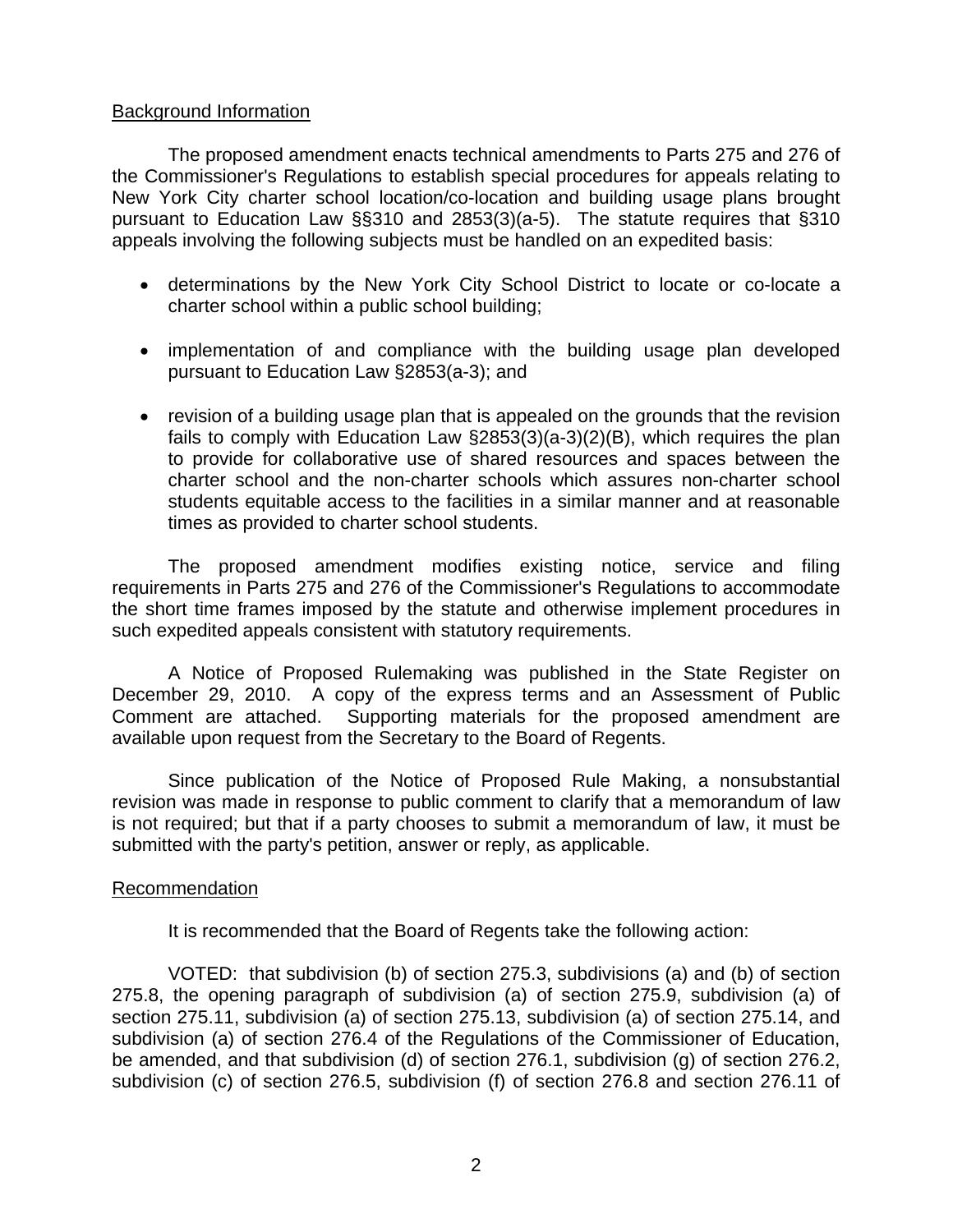## Background Information

The proposed amendment enacts technical amendments to Parts 275 and 276 of the Commissioner's Regulations to establish special procedures for appeals relating to New York City charter school location/co-location and building usage plans brought pursuant to Education Law §§310 and 2853(3)(a-5). The statute requires that §310 appeals involving the following subjects must be handled on an expedited basis:

- determinations by the New York City School District to locate or co-locate a charter school within a public school building;
- implementation of and compliance with the building usage plan developed pursuant to Education Law §2853(a-3); and
- revision of a building usage plan that is appealed on the grounds that the revision fails to comply with Education Law §2853(3)(a-3)(2)(B), which requires the plan to provide for collaborative use of shared resources and spaces between the charter school and the non-charter schools which assures non-charter school students equitable access to the facilities in a similar manner and at reasonable times as provided to charter school students.

The proposed amendment modifies existing notice, service and filing requirements in Parts 275 and 276 of the Commissioner's Regulations to accommodate the short time frames imposed by the statute and otherwise implement procedures in such expedited appeals consistent with statutory requirements.

A Notice of Proposed Rulemaking was published in the State Register on December 29, 2010. A copy of the express terms and an Assessment of Public Comment are attached. Supporting materials for the proposed amendment are available upon request from the Secretary to the Board of Regents.

Since publication of the Notice of Proposed Rule Making, a nonsubstantial revision was made in response to public comment to clarify that a memorandum of law is not required; but that if a party chooses to submit a memorandum of law, it must be submitted with the party's petition, answer or reply, as applicable.

## Recommendation

It is recommended that the Board of Regents take the following action:

VOTED: that subdivision (b) of section 275.3, subdivisions (a) and (b) of section 275.8, the opening paragraph of subdivision (a) of section 275.9, subdivision (a) of section 275.11, subdivision (a) of section 275.13, subdivision (a) of section 275.14, and subdivision (a) of section 276.4 of the Regulations of the Commissioner of Education, be amended, and that subdivision (d) of section 276.1, subdivision (g) of section 276.2, subdivision (c) of section 276.5, subdivision (f) of section 276.8 and section 276.11 of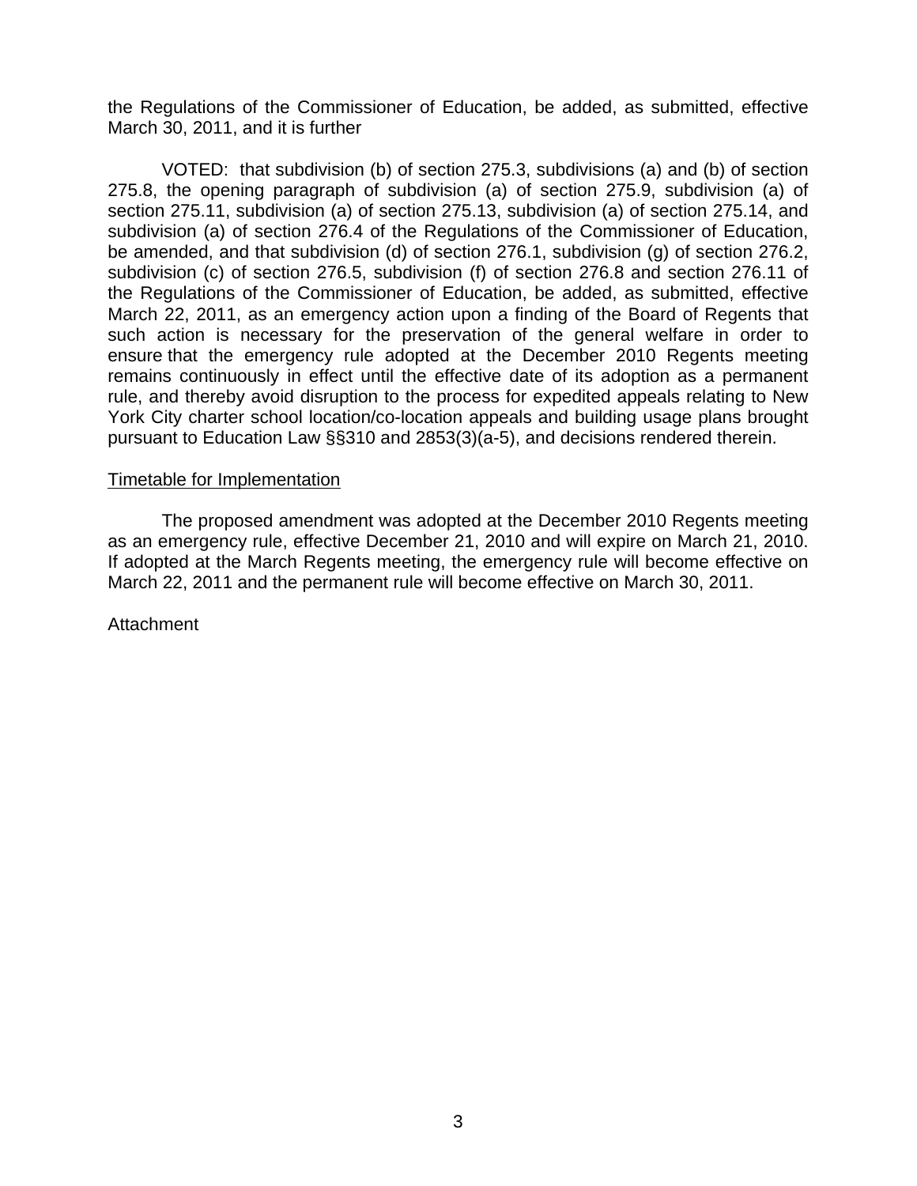the Regulations of the Commissioner of Education, be added, as submitted, effective March 30, 2011, and it is further

VOTED: that subdivision (b) of section 275.3, subdivisions (a) and (b) of section 275.8, the opening paragraph of subdivision (a) of section 275.9, subdivision (a) of section 275.11, subdivision (a) of section 275.13, subdivision (a) of section 275.14, and subdivision (a) of section 276.4 of the Regulations of the Commissioner of Education, be amended, and that subdivision (d) of section 276.1, subdivision (g) of section 276.2, subdivision (c) of section 276.5, subdivision (f) of section 276.8 and section 276.11 of the Regulations of the Commissioner of Education, be added, as submitted, effective March 22, 2011, as an emergency action upon a finding of the Board of Regents that such action is necessary for the preservation of the general welfare in order to ensure that the emergency rule adopted at the December 2010 Regents meeting remains continuously in effect until the effective date of its adoption as a permanent rule, and thereby avoid disruption to the process for expedited appeals relating to New York City charter school location/co-location appeals and building usage plans brought pursuant to Education Law §§310 and 2853(3)(a-5), and decisions rendered therein.

<u>Timetable for Implementation</u>

The proposed amendment was adopted at the December 2010 Regents meeting as an emergency rule, effective December 21, 2010 and will expire on March 21, 2010. If adopted at the March Regents meeting, the emergency rule will become effective on March 22, 2011 and the permanent rule will become effective on March 30, 2011.

Attachment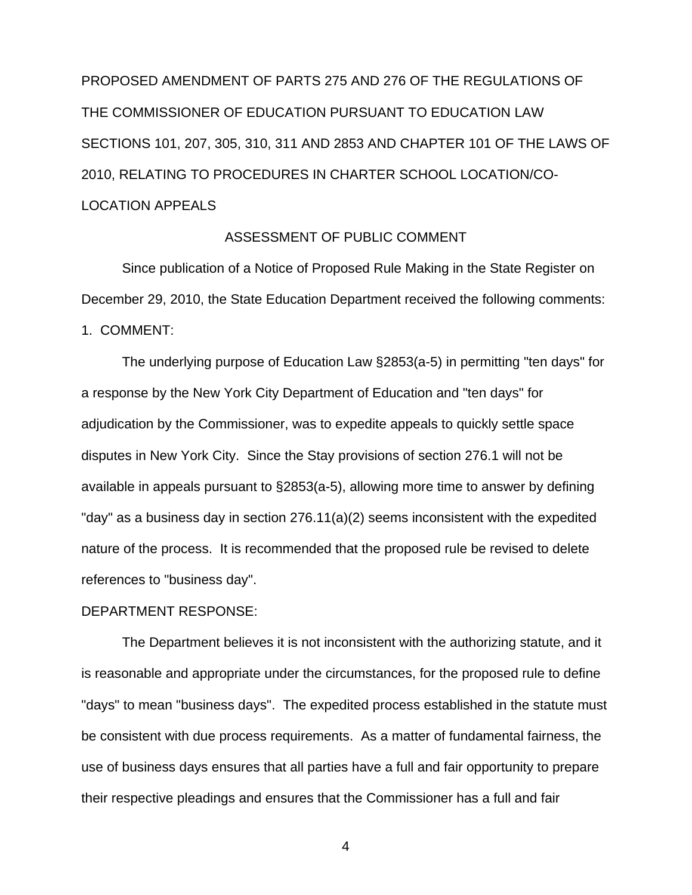PROPOSED AMENDMENT OF PARTS 275 AND 276 OF THE REGULATIONS OF THE COMMISSIONER OF EDUCATION PURSUANT TO EDUCATION LAW SECTIONS 101, 207, 305, 310, 311 AND 2853 AND CHAPTER 101 OF THE LAWS OF 2010, RELATING TO PROCEDURES IN CHARTER SCHOOL LOCATION/CO-LOCATION APPEALS

ASSESSMENT OF PUBLIC COMMENT

Since publication of a Notice of Proposed Rule Making in the State Register on December 29, 2010, the State Education Department received the following comments:

1. COMMENT:

The underlying purpose of Education Law §2853(a-5) in permitting "ten days" for a response by the New York City Department of Education and "ten days" for adjudication by the Commissioner, was to expedite appeals to quickly settle space disputes in New York City. Since the Stay provisions of section 276.1 will not be available in appeals pursuant to §2853(a-5), allowing more time to answer by defining "day" as a business day in section 276.11(a)(2) seems inconsistent with the expedited nature of the process. It is recommended that the proposed rule be revised to delete references to "business day".

DEPARTMENT RESPONSE:

The Department believes it is not inconsistent with the authorizing statute, and it is reasonable and appropriate under the circumstances, for the proposed rule to define "days" to mean "business days". The expedited process established in the statute must be consistent with due process requirements. As a matter of fundamental fairness, the use of business days ensures that all parties have a full and fair opportunity to prepare their respective pleadings and ensures that the Commissioner has a full and fair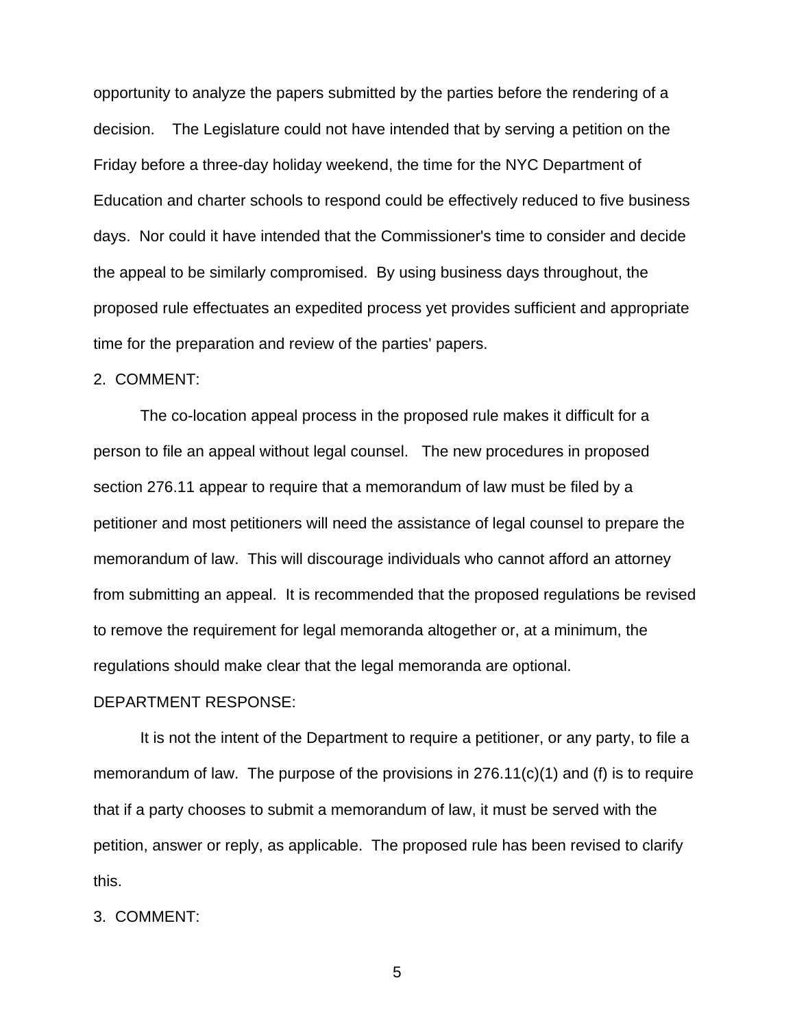opportunity to analyze the papers submitted by the parties before the rendering of a decision. The Legislature could not have intended that by serving a petition on the Friday before a three-day holiday weekend, the time for the NYC Department of Education and charter schools to respond could be effectively reduced to five business days. Nor could it have intended that the Commissioner's time to consider and decide the appeal to be similarly compromised. By using business days throughout, the proposed rule effectuates an expedited process yet provides sufficient and appropriate time for the preparation and review of the parties' papers.

2. COMMENT:

The co-location appeal process in the proposed rule makes it difficult for a person to file an appeal without legal counsel. The new procedures in proposed section 276.11 appear to require that a memorandum of law must be filed by a petitioner and most petitioners will need the assistance of legal counsel to prepare the memorandum of law. This will discourage individuals who cannot afford an attorney from submitting an appeal. It is recommended that the proposed regulations be revised to remove the requirement for legal memoranda altogether or, at a minimum, the regulations should make clear that the legal memoranda are optional.

DEPARTMENT RESPONSE:

It is not the intent of the Department to require a petitioner, or any party, to file a memorandum of law. The purpose of the provisions in 276.11(c)(1) and (f) is to require that if a party chooses to submit a memorandum of law, it must be served with the petition, answer or reply, as applicable. The proposed rule has been revised to clarify this.

3. COMMENT: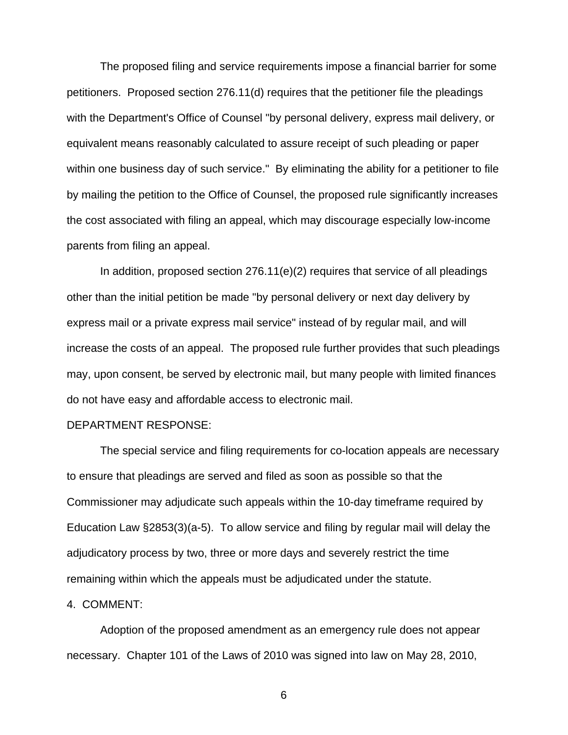The proposed filing and service requirements impose a financial barrier for some petitioners. Proposed section 276.11(d) requires that the petitioner file the pleadings with the Department's Office of Counsel "by personal delivery, express mail delivery, or equivalent means reasonably calculated to assure receipt of such pleading or paper within one business day of such service." By eliminating the ability for a petitioner to file by mailing the petition to the Office of Counsel, the proposed rule significantly increases the cost associated with filing an appeal, which may discourage especially low-income parents from filing an appeal.

In addition, proposed section 276.11(e)(2) requires that service of all pleadings other than the initial petition be made "by personal delivery or next day delivery by express mail or a private express mail service" instead of by regular mail, and will increase the costs of an appeal. The proposed rule further provides that such pleadings may, upon consent, be served by electronic mail, but many people with limited finances do not have easy and affordable access to electronic mail.

DEPARTMENT RESPONSE:

The special service and filing requirements for co-location appeals are necessary to ensure that pleadings are served and filed as soon as possible so that the Commissioner may adjudicate such appeals within the 10-day timeframe required by Education Law §2853(3)(a-5). To allow service and filing by regular mail will delay the adjudicatory process by two, three or more days and severely restrict the time remaining within which the appeals must be adjudicated under the statute.

4. COMMENT:

Adoption of the proposed amendment as an emergency rule does not appear necessary. Chapter 101 of the Laws of 2010 was signed into law on May 28, 2010,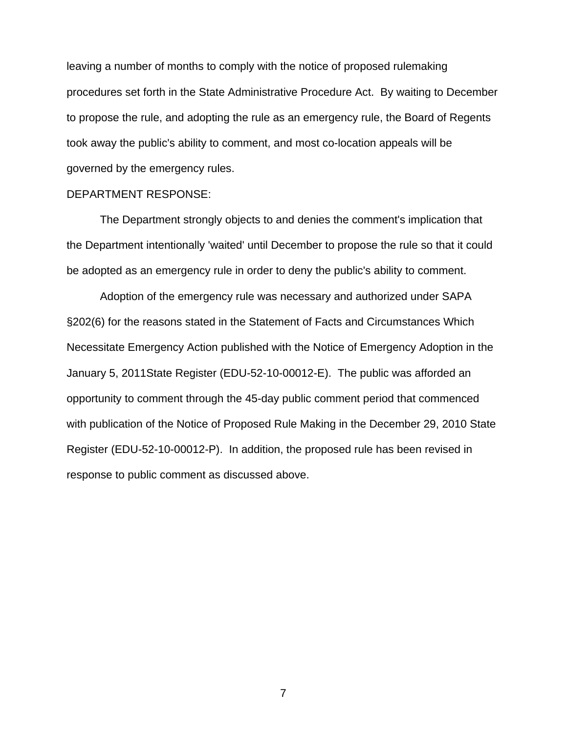leaving a number of months to comply with the notice of proposed rulemaking procedures set forth in the State Administrative Procedure Act. By waiting to December to propose the rule, and adopting the rule as an emergency rule, the Board of Regents took away the public's ability to comment, and most co-location appeals will be governed by the emergency rules.

DEPARTMENT RESPONSE:

The Department strongly objects to and denies the comment's implication that the Department intentionally 'waited' until December to propose the rule so that it could be adopted as an emergency rule in order to deny the public's ability to comment.

Adoption of the emergency rule was necessary and authorized under SAPA §202(6) for the reasons stated in the Statement of Facts and Circumstances Which Necessitate Emergency Action published with the Notice of Emergency Adoption in the January 5, 2011State Register (EDU-52-10-00012-E). The public was afforded an opportunity to comment through the 45-day public comment period that commenced with publication of the Notice of Proposed Rule Making in the December 29, 2010 State Register (EDU-52-10-00012-P). In addition, the proposed rule has been revised in response to public comment as discussed above.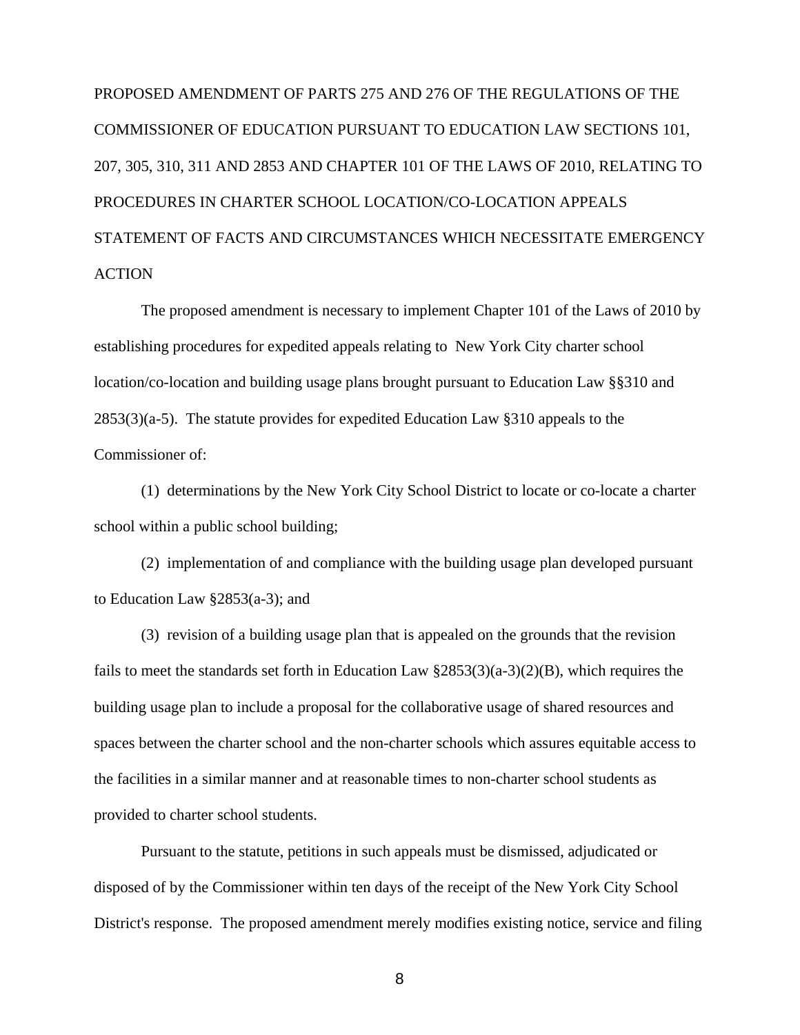PROPOSED AMENDMENT OF PARTS 275 AND 276 OF THE REGULATIONS OF THE COMMISSIONER OF EDUCATION PURSUANT TO EDUCATION LAW SECTIONS 101, 207, 305, 310, 311 AND 2853 AND CHAPTER 101 OF THE LAWS OF 2010, RELATING TO PROCEDURES IN CHARTER SCHOOL LOCATION/CO-LOCATION APPEALS

STATEMENT OF FACTS AND CIRCUMSTANCES WHICH NECESSITATE EMERGENCY ACTION

The proposed amendment is necessary to implement Chapter 101 of the Laws of 2010 by establishing procedures for expedited appeals relating to New York City charter school location/co-location and building usage plans brought pursuant to Education Law §§310 and 2853(3)(a-5). The statute provides for expedited Education Law §310 appeals to the Commissioner of:

(1) determinations by the New York City School District to locate or co-locate a charter school within a public school building;

(2) implementation of and compliance with the building usage plan developed pursuant to Education Law §2853(a-3); and

(3) revision of a building usage plan that is appealed on the grounds that the revision fails to meet the standards set forth in Education Law §2853(3)(a-3)(2)(B), which requires the building usage plan to include a proposal for the collaborative usage of shared resources and spaces between the charter school and the non-charter schools which assures equitable access to the facilities in a similar manner and at reasonable times to non-charter school students as provided to charter school students.

Pursuant to the statute, petitions in such appeals must be dismissed, adjudicated or disposed of by the Commissioner within ten days of the receipt of the New York City School District's response. The proposed amendment merely modifies existing notice, service and filing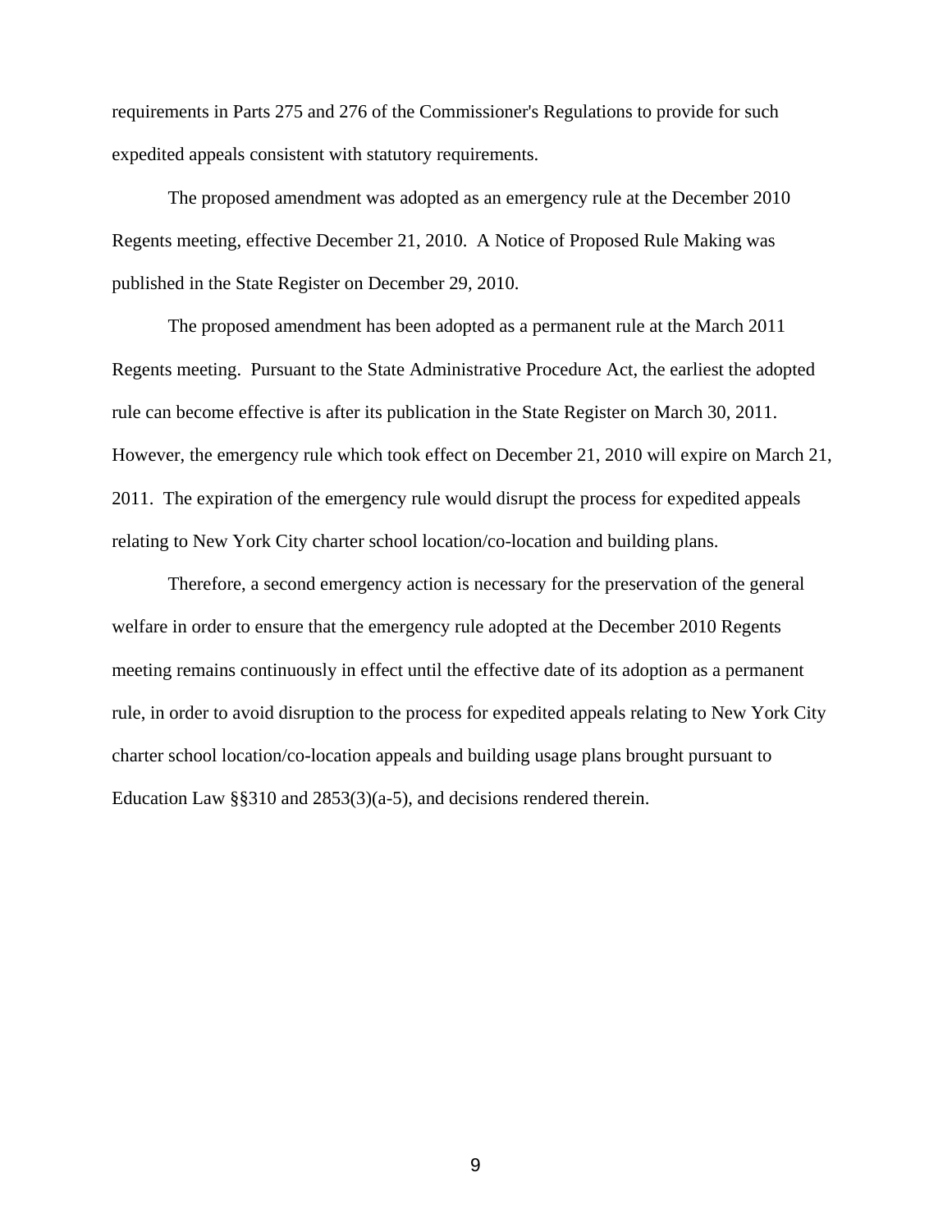requirements in Parts 275 and 276 of the Commissioner's Regulations to provide for such expedited appeals consistent with statutory requirements.

The proposed amendment was adopted as an emergency rule at the December 2010 Regents meeting, effective December 21, 2010. A Notice of Proposed Rule Making was published in the State Register on December 29, 2010.

The proposed amendment has been adopted as a permanent rule at the March 2011 Regents meeting. Pursuant to the State Administrative Procedure Act, the earliest the adopted rule can become effective is after its publication in the State Register on March 30, 2011. However, the emergency rule which took effect on December 21, 2010 will expire on March 21, 2011. The expiration of the emergency rule would disrupt the process for expedited appeals relating to New York City charter school location/co-location and building plans.

Therefore, a second emergency action is necessary for the preservation of the general welfare in order to ensure that the emergency rule adopted at the December 2010 Regents meeting remains continuously in effect until the effective date of its adoption as a permanent rule, in order to avoid disruption to the process for expedited appeals relating to New York City charter school location/co-location appeals and building usage plans brought pursuant to Education Law §§310 and 2853(3)(a-5), and decisions rendered therein.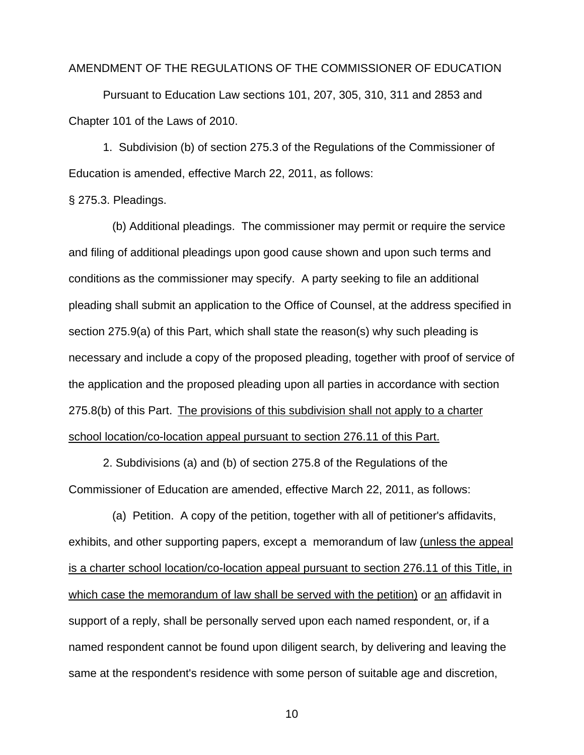AMENDMENT OF THE REGULATIONS OF THE COMMISSIONER OF EDUCATION

Pursuant to Education Law sections 101, 207, 305, 310, 311 and 2853 and Chapter 101 of the Laws of 2010.

1. Subdivision (b) of section 275.3 of the Regulations of the Commissioner of Education is amended, effective March 22, 2011, as follows:

§ 275.3. Pleadings.

(b) Additional pleadings. The commissioner may permit or require the service and filing of additional pleadings upon good cause shown and upon such terms and conditions as the commissioner may specify. A party seeking to file an additional pleading shall submit an application to the Office of Counsel, at the address specified in section 275.9(a) of this Part, which shall state the reason(s) why such pleading is necessary and include a copy of the proposed pleading, together with proof of service of the application and the proposed pleading upon all parties in accordance with section 275.8(b) of this Part. <u>The provisions of this subdivision shall not apply to a charter school location/co-location appeal pursuant to section 276.11 of this Part.</u>

2. Subdivisions (a) and (b) of section 275.8 of the Regulations of the Commissioner of Education are amended, effective March 22, 2011, as follows:

(a) Petition. A copy of the petition, together with all of petitioner's affidavits, exhibits, and other supporting papers, except a memorandum of law <u>(unless the appeal is a charter school location/co-location appeal pursuant to section 276.11 of this Title, in which case the memorandum of law shall be served with the petition)</u> or <u>an</u> affidavit in support of a reply, shall be personally served upon each named respondent, or, if a named respondent cannot be found upon diligent search, by delivering and leaving the same at the respondent's residence with some person of suitable age and discretion,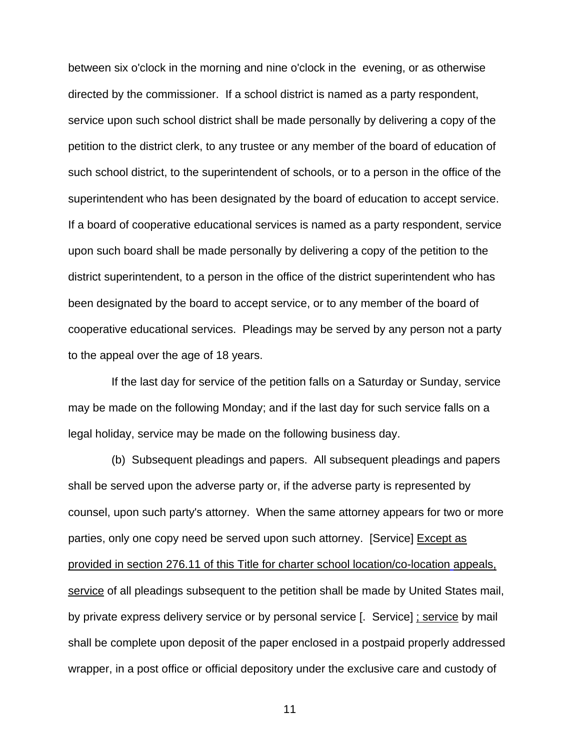between six o'clock in the morning and nine o'clock in the evening, or as otherwise directed by the commissioner. If a school district is named as a party respondent, service upon such school district shall be made personally by delivering a copy of the petition to the district clerk, to any trustee or any member of the board of education of such school district, to the superintendent of schools, or to a person in the office of the superintendent who has been designated by the board of education to accept service. If a board of cooperative educational services is named as a party respondent, service upon such board shall be made personally by delivering a copy of the petition to the district superintendent, to a person in the office of the district superintendent who has been designated by the board to accept service, or to any member of the board of cooperative educational services. Pleadings may be served by any person not a party to the appeal over the age of 18 years.

If the last day for service of the petition falls on a Saturday or Sunday, service may be made on the following Monday; and if the last day for such service falls on a legal holiday, service may be made on the following business day.

(b) Subsequent pleadings and papers. All subsequent pleadings and papers shall be served upon the adverse party or, if the adverse party is represented by counsel, upon such party's attorney. When the same attorney appears for two or more parties, only one copy need be served upon such attorney. [Service] <u>Except as provided in section 276.11 of this Title for charter school location/co-location appeals, service</u> of all pleadings subsequent to the petition shall be made by United States mail, by private express delivery service or by personal service [. Service] <u>; service</u> by mail shall be complete upon deposit of the paper enclosed in a postpaid properly addressed wrapper, in a post office or official depository under the exclusive care and custody of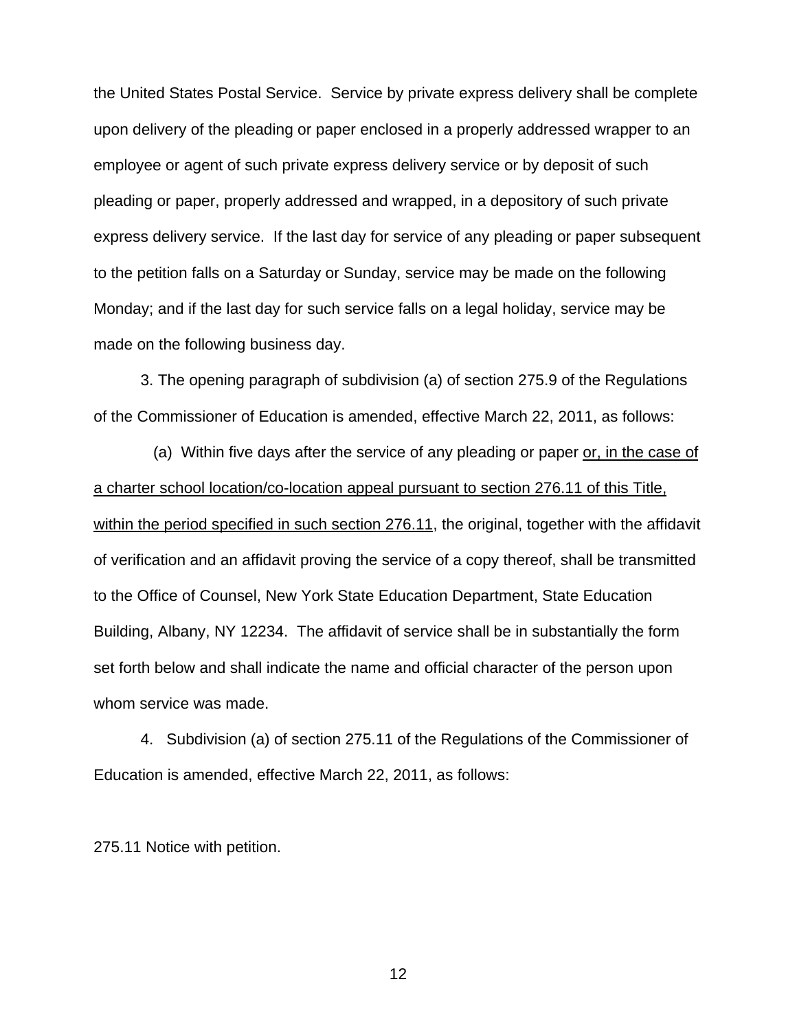the United States Postal Service. Service by private express delivery shall be complete upon delivery of the pleading or paper enclosed in a properly addressed wrapper to an employee or agent of such private express delivery service or by deposit of such pleading or paper, properly addressed and wrapped, in a depository of such private express delivery service. If the last day for service of any pleading or paper subsequent to the petition falls on a Saturday or Sunday, service may be made on the following Monday; and if the last day for such service falls on a legal holiday, service may be made on the following business day.

3. The opening paragraph of subdivision (a) of section 275.9 of the Regulations of the Commissioner of Education is amended, effective March 22, 2011, as follows:

(a) Within five days after the service of any pleading or paper <u>or, in the case of a charter school location/co-location appeal pursuant to section 276.11 of this Title, within the period specified in such section 276.11</u>, the original, together with the affidavit of verification and an affidavit proving the service of a copy thereof, shall be transmitted to the Office of Counsel, New York State Education Department, State Education Building, Albany, NY 12234. The affidavit of service shall be in substantially the form set forth below and shall indicate the name and official character of the person upon whom service was made.

4. Subdivision (a) of section 275.11 of the Regulations of the Commissioner of Education is amended, effective March 22, 2011, as follows:

275.11 Notice with petition.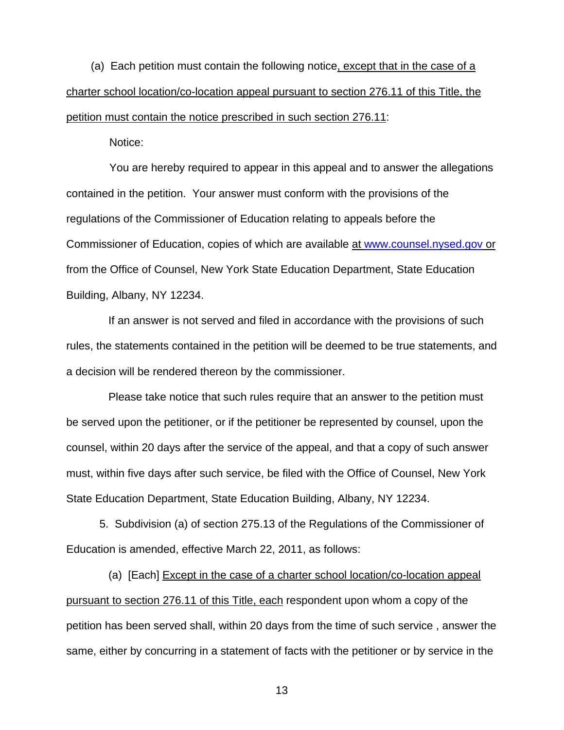(a) Each petition must contain the following notice, except that in the case of a charter school location/co-location appeal pursuant to section 276.11 of this Title, the petition must contain the notice prescribed in such section 276.11:

Notice:

You are hereby required to appear in this appeal and to answer the allegations contained in the petition. Your answer must conform with the provisions of the regulations of the Commissioner of Education relating to appeals before the Commissioner of Education, copies of which are available at www.counsel.nysed.gov or from the Office of Counsel, New York State Education Department, State Education Building, Albany, NY 12234.

If an answer is not served and filed in accordance with the provisions of such rules, the statements contained in the petition will be deemed to be true statements, and a decision will be rendered thereon by the commissioner.

Please take notice that such rules require that an answer to the petition must be served upon the petitioner, or if the petitioner be represented by counsel, upon the counsel, within 20 days after the service of the appeal, and that a copy of such answer must, within five days after such service, be filed with the Office of Counsel, New York State Education Department, State Education Building, Albany, NY 12234.

5. Subdivision (a) of section 275.13 of the Regulations of the Commissioner of Education is amended, effective March 22, 2011, as follows:

(a) [Each] Except in the case of a charter school location/co-location appeal pursuant to section 276.11 of this Title, each respondent upon whom a copy of the petition has been served shall, within 20 days from the time of such service , answer the same, either by concurring in a statement of facts with the petitioner or by service in the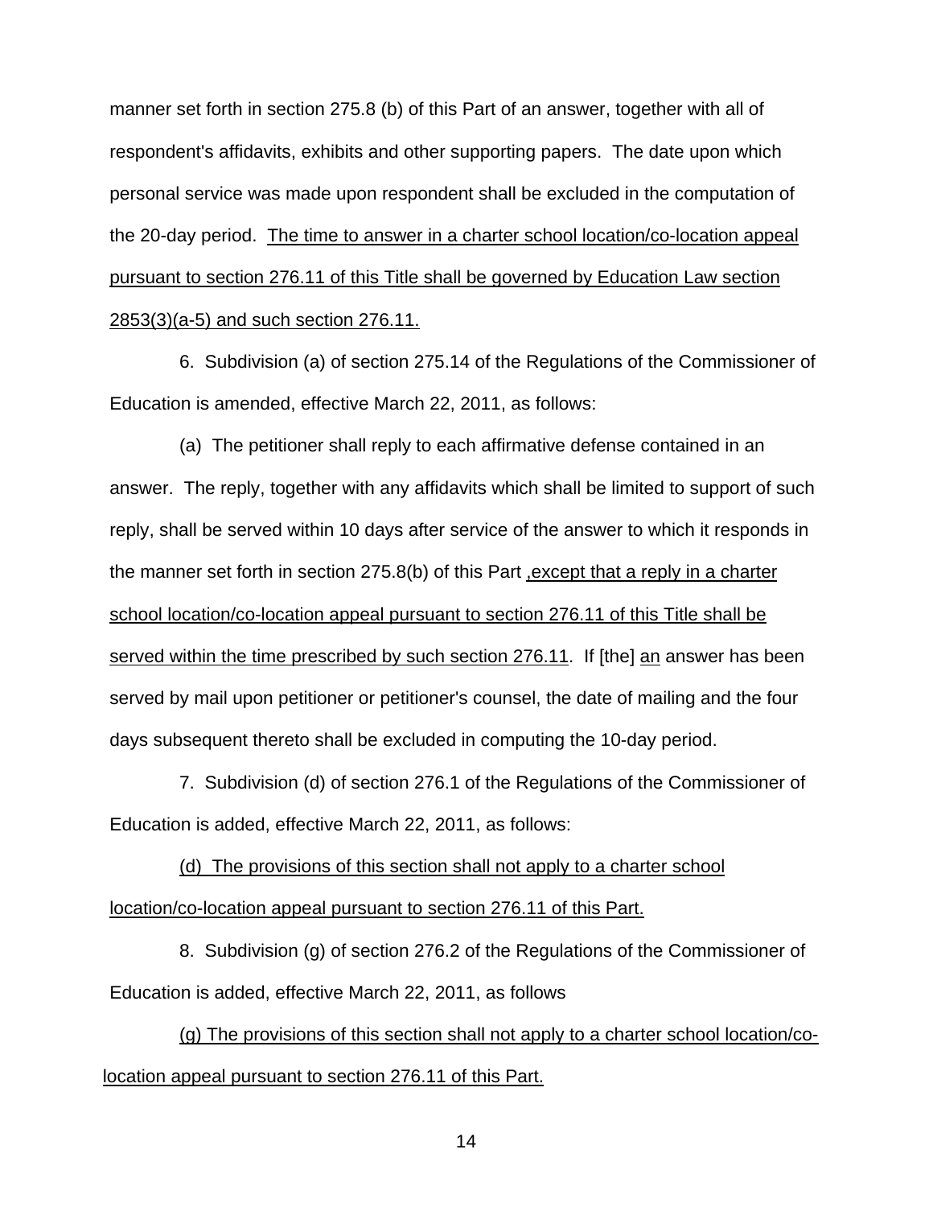manner set forth in section 275.8 (b) of this Part of an answer, together with all of respondent's affidavits, exhibits and other supporting papers. The date upon which personal service was made upon respondent shall be excluded in the computation of the 20-day period. <u>The time to answer in a charter school location/co-location appeal pursuant to section 276.11 of this Title shall be governed by Education Law section 2853(3)(a-5) and such section 276.11.</u>

6. Subdivision (a) of section 275.14 of the Regulations of the Commissioner of Education is amended, effective March 22, 2011, as follows:

(a) The petitioner shall reply to each affirmative defense contained in an answer. The reply, together with any affidavits which shall be limited to support of such reply, shall be served within 10 days after service of the answer to which it responds in the manner set forth in section 275.8(b) of this Part <u>,except that a reply in a charter school location/co-location appeal pursuant to section 276.11 of this Title shall be served within the time prescribed by such section 276.11</u>. If [the] <u>an</u> answer has been served by mail upon petitioner or petitioner's counsel, the date of mailing and the four days subsequent thereto shall be excluded in computing the 10-day period.

7. Subdivision (d) of section 276.1 of the Regulations of the Commissioner of Education is added, effective March 22, 2011, as follows:

<u>(d) The provisions of this section shall not apply to a charter school location/co-location appeal pursuant to section 276.11 of this Part.</u>

8. Subdivision (g) of section 276.2 of the Regulations of the Commissioner of Education is added, effective March 22, 2011, as follows

<u>(g) The provisions of this section shall not apply to a charter school location/co-location appeal pursuant to section 276.11 of this Part.</u>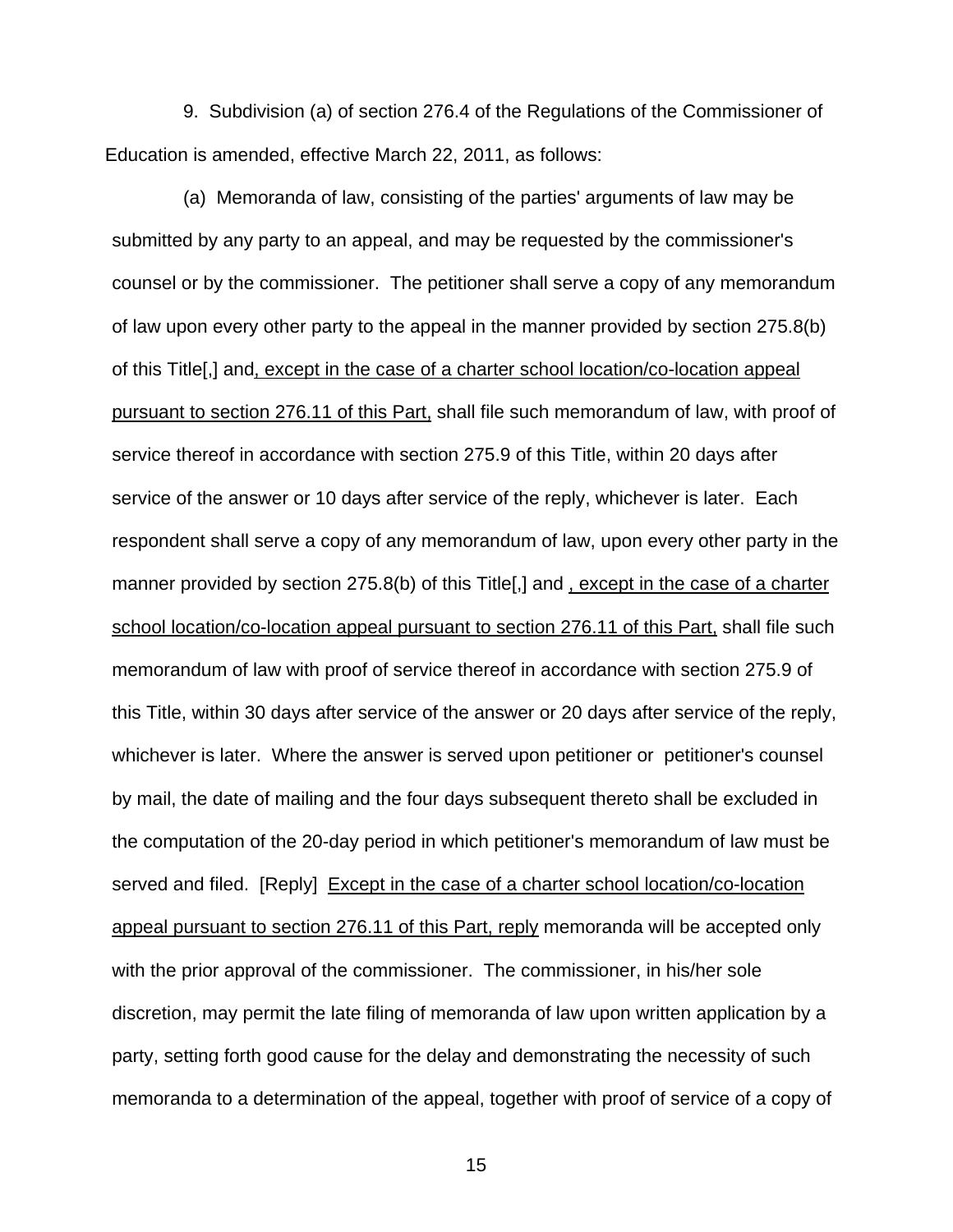9. Subdivision (a) of section 276.4 of the Regulations of the Commissioner of Education is amended, effective March 22, 2011, as follows:

(a) Memoranda of law, consisting of the parties' arguments of law may be submitted by any party to an appeal, and may be requested by the commissioner's counsel or by the commissioner. The petitioner shall serve a copy of any memorandum of law upon every other party to the appeal in the manner provided by section 275.8(b) of this Title[,] and<u>, except in the case of a charter school location/co-location appeal pursuant to section 276.11 of this Part,</u> shall file such memorandum of law, with proof of service thereof in accordance with section 275.9 of this Title, within 20 days after service of the answer or 10 days after service of the reply, whichever is later. Each respondent shall serve a copy of any memorandum of law, upon every other party in the manner provided by section 275.8(b) of this Title[,] and <u>, except in the case of a charter school location/co-location appeal pursuant to section 276.11 of this Part,</u> shall file such memorandum of law with proof of service thereof in accordance with section 275.9 of this Title, within 30 days after service of the answer or 20 days after service of the reply, whichever is later. Where the answer is served upon petitioner or petitioner's counsel by mail, the date of mailing and the four days subsequent thereto shall be excluded in the computation of the 20-day period in which petitioner's memorandum of law must be served and filed. [Reply] <u>Except in the case of a charter school location/co-location appeal pursuant to section 276.11 of this Part, reply</u> memoranda will be accepted only with the prior approval of the commissioner. The commissioner, in his/her sole discretion, may permit the late filing of memoranda of law upon written application by a party, setting forth good cause for the delay and demonstrating the necessity of such memoranda to a determination of the appeal, together with proof of service of a copy of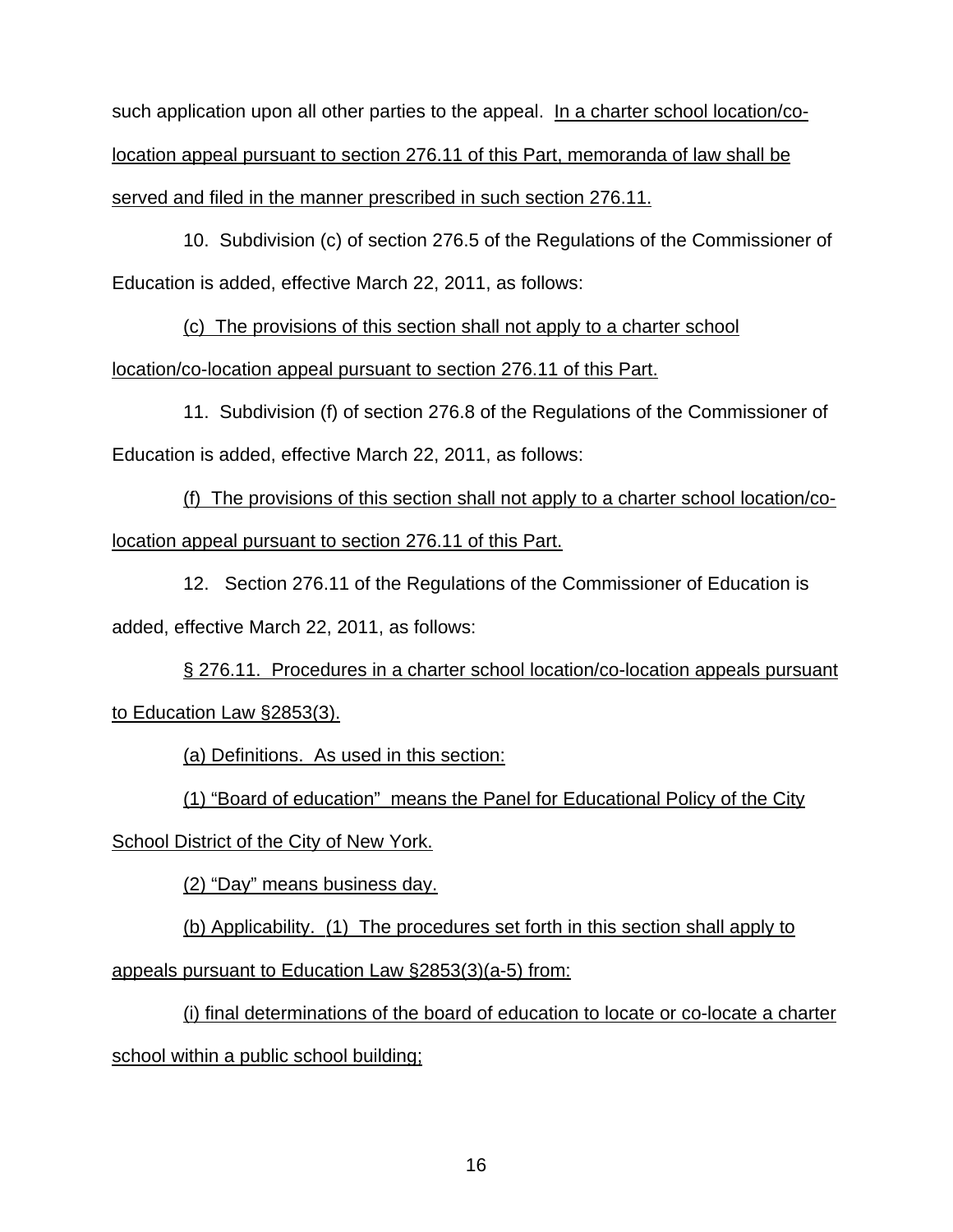such application upon all other parties to the appeal. In a charter school location/co-location appeal pursuant to section 276.11 of this Part, memoranda of law shall be served and filed in the manner prescribed in such section 276.11.

10. Subdivision (c) of section 276.5 of the Regulations of the Commissioner of Education is added, effective March 22, 2011, as follows:

(c) The provisions of this section shall not apply to a charter school location/co-location appeal pursuant to section 276.11 of this Part.

11. Subdivision (f) of section 276.8 of the Regulations of the Commissioner of Education is added, effective March 22, 2011, as follows:

(f) The provisions of this section shall not apply to a charter school location/co-location appeal pursuant to section 276.11 of this Part.

12. Section 276.11 of the Regulations of the Commissioner of Education is added, effective March 22, 2011, as follows:

§ 276.11. Procedures in a charter school location/co-location appeals pursuant to Education Law §2853(3).

(a) Definitions. As used in this section:

(1) "Board of education" means the Panel for Educational Policy of the City School District of the City of New York.

(2) "Day" means business day.

(b) Applicability. (1) The procedures set forth in this section shall apply to appeals pursuant to Education Law §2853(3)(a-5) from:

(i) final determinations of the board of education to locate or co-locate a charter school within a public school building;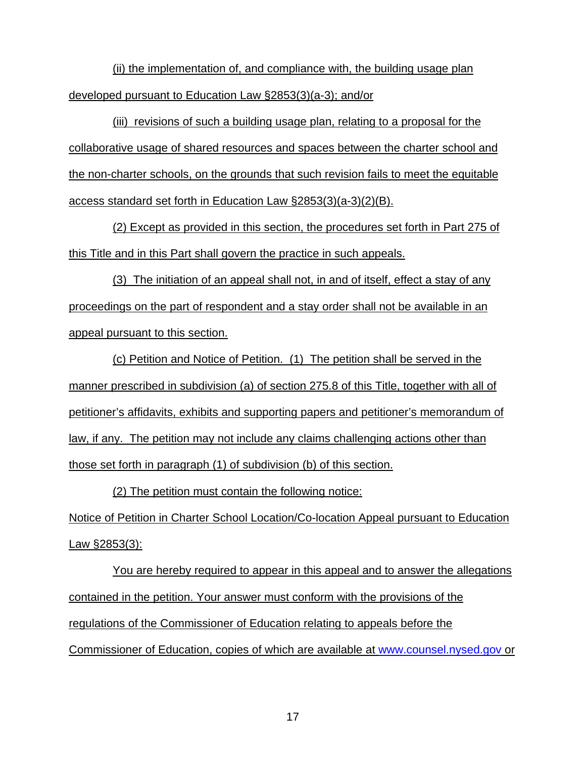(ii) the implementation of, and compliance with, the building usage plan developed pursuant to Education Law §2853(3)(a-3); and/or

(iii) revisions of such a building usage plan, relating to a proposal for the collaborative usage of shared resources and spaces between the charter school and the non-charter schools, on the grounds that such revision fails to meet the equitable access standard set forth in Education Law §2853(3)(a-3)(2)(B).

(2) Except as provided in this section, the procedures set forth in Part 275 of this Title and in this Part shall govern the practice in such appeals.

(3) The initiation of an appeal shall not, in and of itself, effect a stay of any proceedings on the part of respondent and a stay order shall not be available in an appeal pursuant to this section.

(c) Petition and Notice of Petition. (1) The petition shall be served in the manner prescribed in subdivision (a) of section 275.8 of this Title, together with all of petitioner's affidavits, exhibits and supporting papers and petitioner's memorandum of law, if any. The petition may not include any claims challenging actions other than those set forth in paragraph (1) of subdivision (b) of this section.

(2) The petition must contain the following notice:

Notice of Petition in Charter School Location/Co-location Appeal pursuant to Education Law §2853(3):

You are hereby required to appear in this appeal and to answer the allegations contained in the petition. Your answer must conform with the provisions of the regulations of the Commissioner of Education relating to appeals before the Commissioner of Education, copies of which are available at www.counsel.nysed.gov or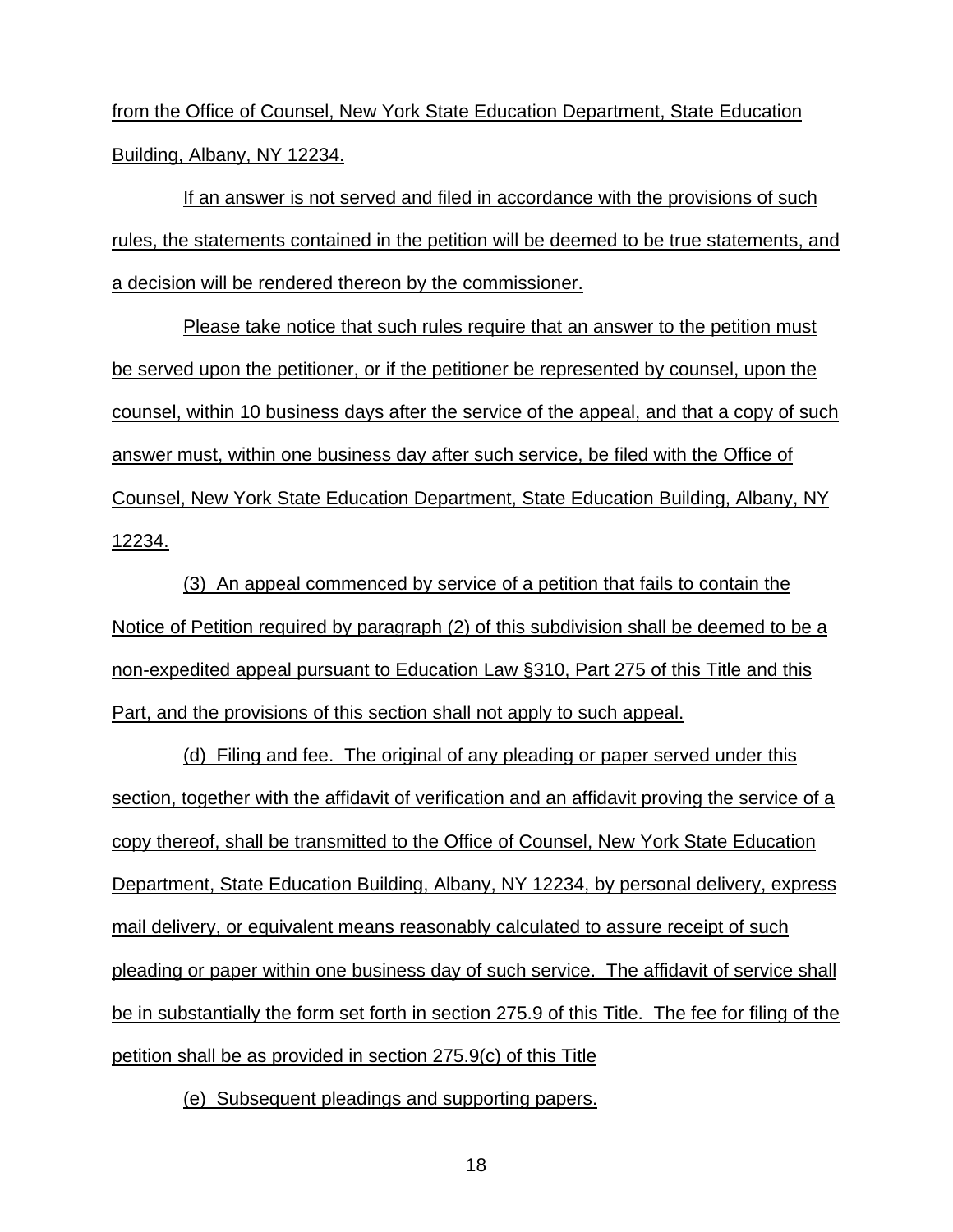from the Office of Counsel, New York State Education Department, State Education Building, Albany, NY 12234.

If an answer is not served and filed in accordance with the provisions of such rules, the statements contained in the petition will be deemed to be true statements, and a decision will be rendered thereon by the commissioner.

Please take notice that such rules require that an answer to the petition must be served upon the petitioner, or if the petitioner be represented by counsel, upon the counsel, within 10 business days after the service of the appeal, and that a copy of such answer must, within one business day after such service, be filed with the Office of Counsel, New York State Education Department, State Education Building, Albany, NY 12234.

(3) An appeal commenced by service of a petition that fails to contain the Notice of Petition required by paragraph (2) of this subdivision shall be deemed to be a non-expedited appeal pursuant to Education Law §310, Part 275 of this Title and this Part, and the provisions of this section shall not apply to such appeal.

(d) Filing and fee. The original of any pleading or paper served under this section, together with the affidavit of verification and an affidavit proving the service of a copy thereof, shall be transmitted to the Office of Counsel, New York State Education Department, State Education Building, Albany, NY 12234, by personal delivery, express mail delivery, or equivalent means reasonably calculated to assure receipt of such pleading or paper within one business day of such service. The affidavit of service shall be in substantially the form set forth in section 275.9 of this Title. The fee for filing of the petition shall be as provided in section 275.9(c) of this Title

(e) Subsequent pleadings and supporting papers.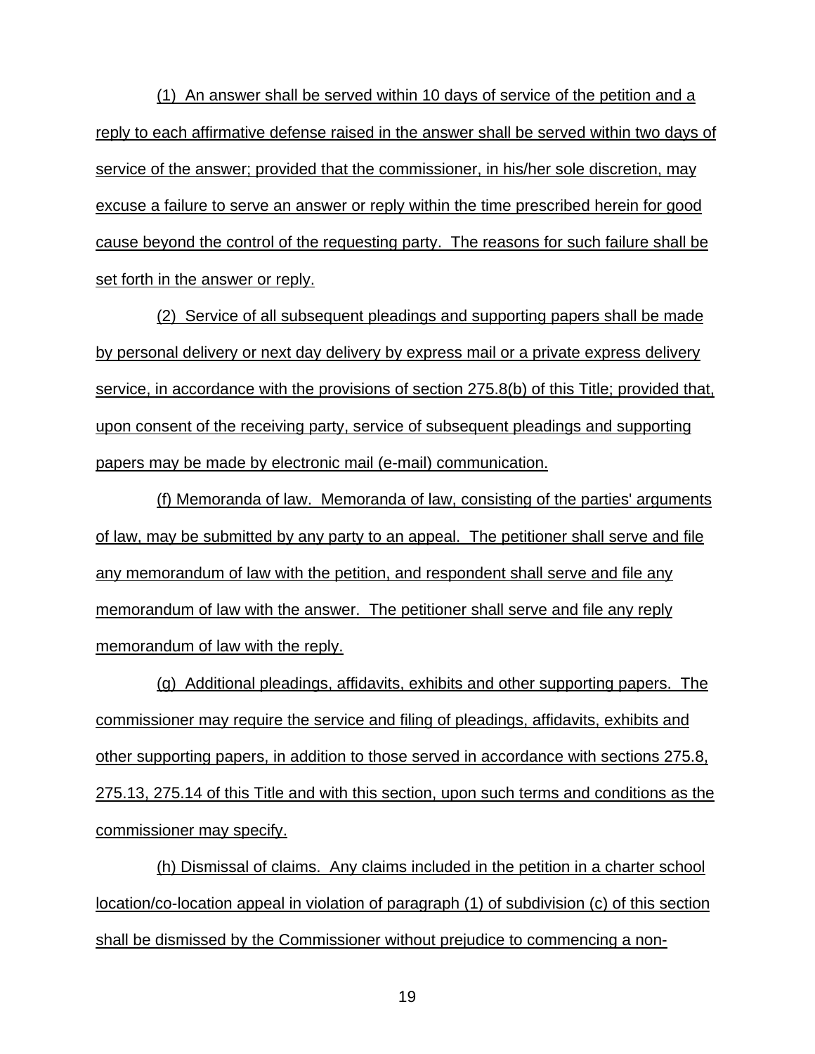(1) An answer shall be served within 10 days of service of the petition and a reply to each affirmative defense raised in the answer shall be served within two days of service of the answer; provided that the commissioner, in his/her sole discretion, may excuse a failure to serve an answer or reply within the time prescribed herein for good cause beyond the control of the requesting party. The reasons for such failure shall be set forth in the answer or reply.

(2) Service of all subsequent pleadings and supporting papers shall be made by personal delivery or next day delivery by express mail or a private express delivery service, in accordance with the provisions of section 275.8(b) of this Title; provided that, upon consent of the receiving party, service of subsequent pleadings and supporting papers may be made by electronic mail (e-mail) communication.

(f) Memoranda of law. Memoranda of law, consisting of the parties' arguments of law, may be submitted by any party to an appeal. The petitioner shall serve and file any memorandum of law with the petition, and respondent shall serve and file any memorandum of law with the answer. The petitioner shall serve and file any reply memorandum of law with the reply.

(g) Additional pleadings, affidavits, exhibits and other supporting papers. The commissioner may require the service and filing of pleadings, affidavits, exhibits and other supporting papers, in addition to those served in accordance with sections 275.8, 275.13, 275.14 of this Title and with this section, upon such terms and conditions as the commissioner may specify.

(h) Dismissal of claims. Any claims included in the petition in a charter school location/co-location appeal in violation of paragraph (1) of subdivision (c) of this section shall be dismissed by the Commissioner without prejudice to commencing a non-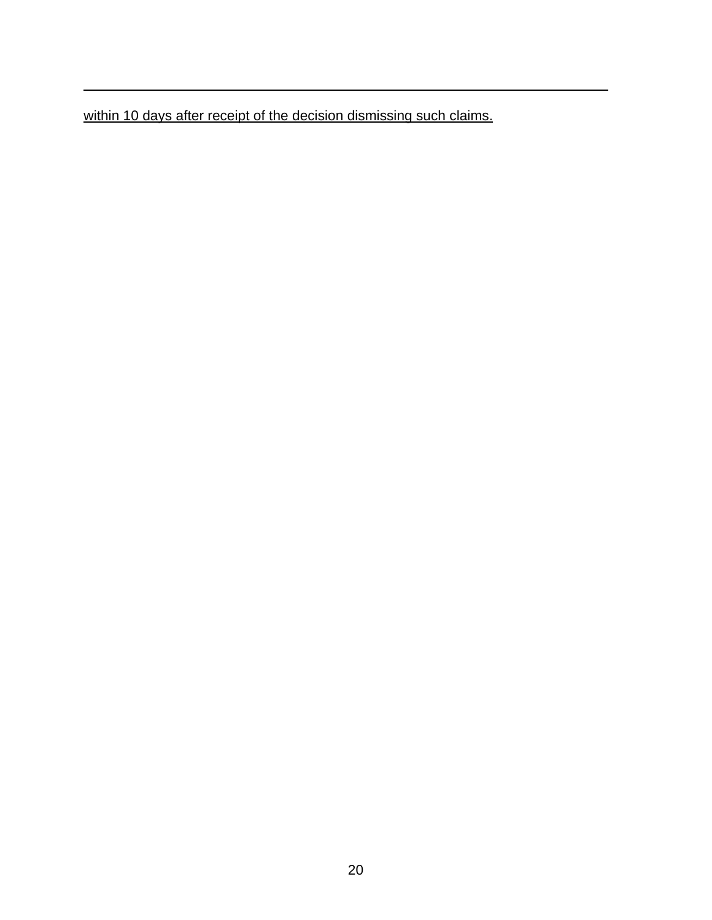<u>within 10 days after receipt of the decision dismissing such claims.</u>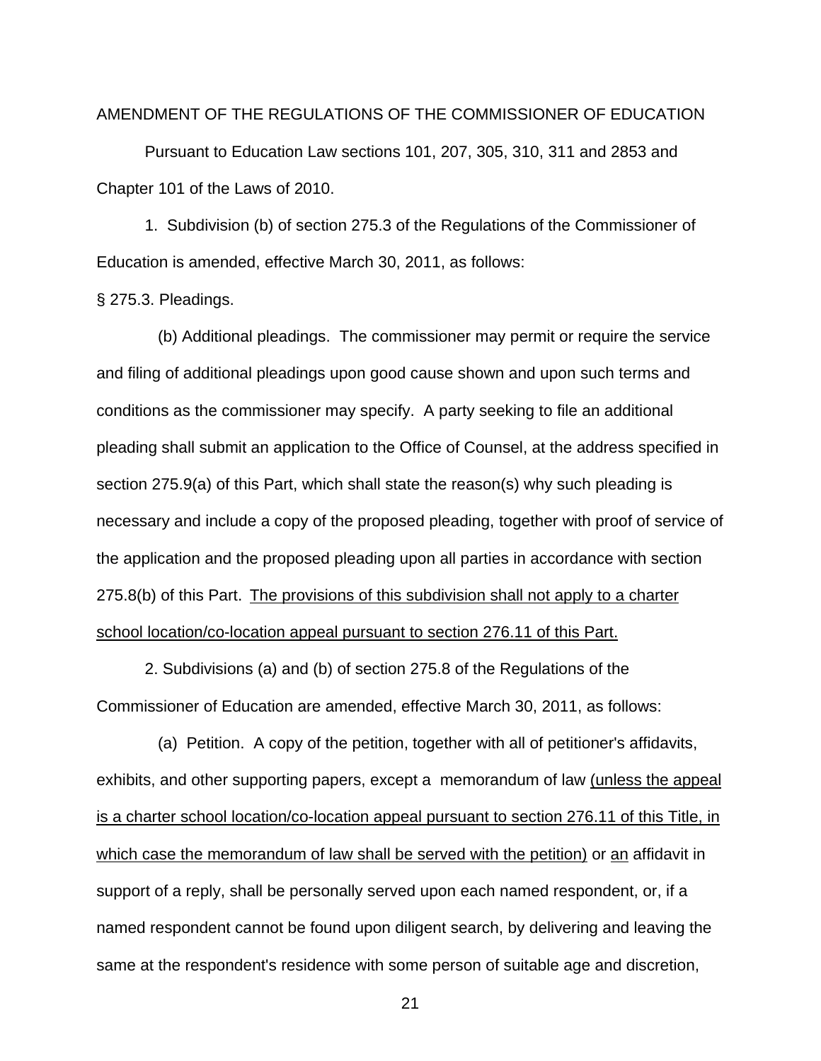AMENDMENT OF THE REGULATIONS OF THE COMMISSIONER OF EDUCATION

Pursuant to Education Law sections 101, 207, 305, 310, 311 and 2853 and Chapter 101 of the Laws of 2010.

1. Subdivision (b) of section 275.3 of the Regulations of the Commissioner of Education is amended, effective March 30, 2011, as follows:

§ 275.3. Pleadings.

(b) Additional pleadings. The commissioner may permit or require the service and filing of additional pleadings upon good cause shown and upon such terms and conditions as the commissioner may specify. A party seeking to file an additional pleading shall submit an application to the Office of Counsel, at the address specified in section 275.9(a) of this Part, which shall state the reason(s) why such pleading is necessary and include a copy of the proposed pleading, together with proof of service of the application and the proposed pleading upon all parties in accordance with section 275.8(b) of this Part. <u>The provisions of this subdivision shall not apply to a charter school location/co-location appeal pursuant to section 276.11 of this Part.</u>

2. Subdivisions (a) and (b) of section 275.8 of the Regulations of the Commissioner of Education are amended, effective March 30, 2011, as follows:

(a) Petition. A copy of the petition, together with all of petitioner's affidavits, exhibits, and other supporting papers, except a memorandum of law <u>(unless the appeal is a charter school location/co-location appeal pursuant to section 276.11 of this Title, in which case the memorandum of law shall be served with the petition)</u> or <u>an</u> affidavit in support of a reply, shall be personally served upon each named respondent, or, if a named respondent cannot be found upon diligent search, by delivering and leaving the same at the respondent's residence with some person of suitable age and discretion,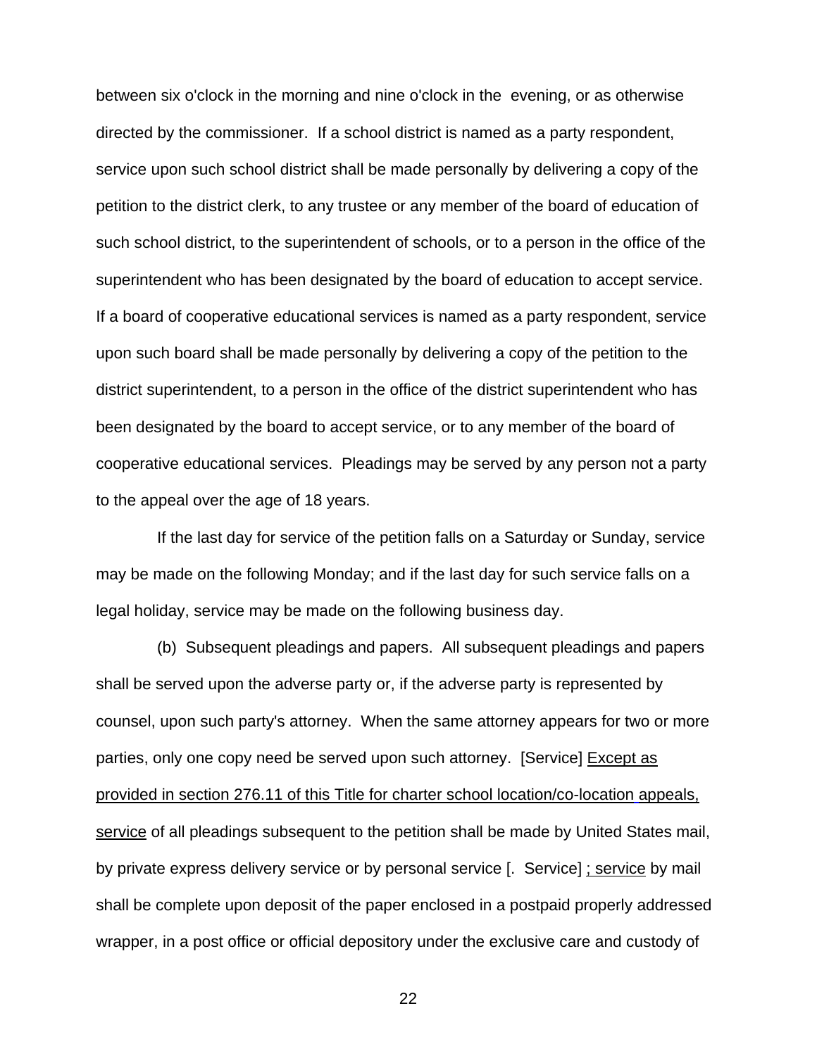between six o'clock in the morning and nine o'clock in the evening, or as otherwise directed by the commissioner. If a school district is named as a party respondent, service upon such school district shall be made personally by delivering a copy of the petition to the district clerk, to any trustee or any member of the board of education of such school district, to the superintendent of schools, or to a person in the office of the superintendent who has been designated by the board of education to accept service. If a board of cooperative educational services is named as a party respondent, service upon such board shall be made personally by delivering a copy of the petition to the district superintendent, to a person in the office of the district superintendent who has been designated by the board to accept service, or to any member of the board of cooperative educational services. Pleadings may be served by any person not a party to the appeal over the age of 18 years.

If the last day for service of the petition falls on a Saturday or Sunday, service may be made on the following Monday; and if the last day for such service falls on a legal holiday, service may be made on the following business day.

(b) Subsequent pleadings and papers. All subsequent pleadings and papers shall be served upon the adverse party or, if the adverse party is represented by counsel, upon such party's attorney. When the same attorney appears for two or more parties, only one copy need be served upon such attorney. [Service] <u>Except as provided in section 276.11 of this Title for charter school location/co-location appeals, service</u> of all pleadings subsequent to the petition shall be made by United States mail, by private express delivery service or by personal service [. Service] <u>; service</u> by mail shall be complete upon deposit of the paper enclosed in a postpaid properly addressed wrapper, in a post office or official depository under the exclusive care and custody of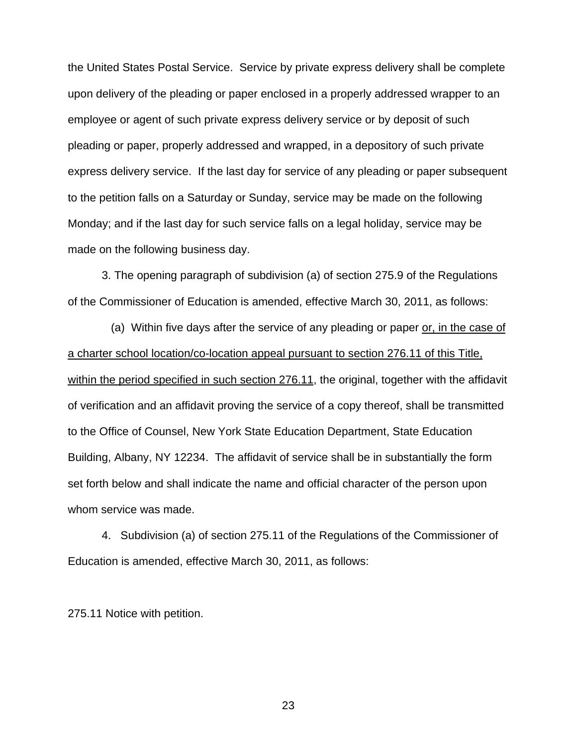the United States Postal Service. Service by private express delivery shall be complete upon delivery of the pleading or paper enclosed in a properly addressed wrapper to an employee or agent of such private express delivery service or by deposit of such pleading or paper, properly addressed and wrapped, in a depository of such private express delivery service. If the last day for service of any pleading or paper subsequent to the petition falls on a Saturday or Sunday, service may be made on the following Monday; and if the last day for such service falls on a legal holiday, service may be made on the following business day.

3. The opening paragraph of subdivision (a) of section 275.9 of the Regulations of the Commissioner of Education is amended, effective March 30, 2011, as follows:

(a) Within five days after the service of any pleading or paper <u>or, in the case of a charter school location/co-location appeal pursuant to section 276.11 of this Title, within the period specified in such section 276.11</u>, the original, together with the affidavit of verification and an affidavit proving the service of a copy thereof, shall be transmitted to the Office of Counsel, New York State Education Department, State Education Building, Albany, NY 12234. The affidavit of service shall be in substantially the form set forth below and shall indicate the name and official character of the person upon whom service was made.

4. Subdivision (a) of section 275.11 of the Regulations of the Commissioner of Education is amended, effective March 30, 2011, as follows:

275.11 Notice with petition.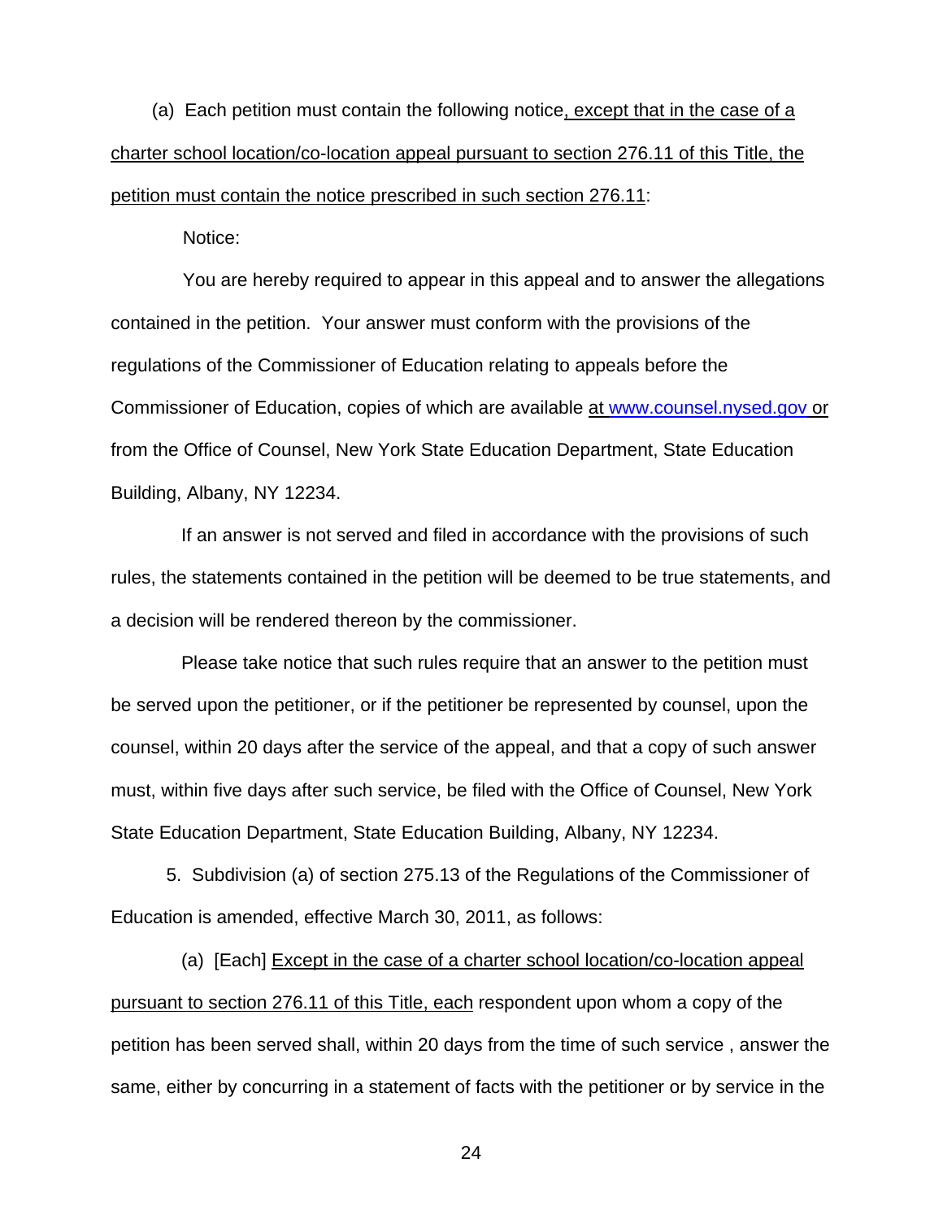(a) Each petition must contain the following notice, except that in the case of a charter school location/co-location appeal pursuant to section 276.11 of this Title, the petition must contain the notice prescribed in such section 276.11:

Notice:

You are hereby required to appear in this appeal and to answer the allegations contained in the petition. Your answer must conform with the provisions of the regulations of the Commissioner of Education relating to appeals before the Commissioner of Education, copies of which are available at www.counsel.nysed.gov or from the Office of Counsel, New York State Education Department, State Education Building, Albany, NY 12234.

If an answer is not served and filed in accordance with the provisions of such rules, the statements contained in the petition will be deemed to be true statements, and a decision will be rendered thereon by the commissioner.

Please take notice that such rules require that an answer to the petition must be served upon the petitioner, or if the petitioner be represented by counsel, upon the counsel, within 20 days after the service of the appeal, and that a copy of such answer must, within five days after such service, be filed with the Office of Counsel, New York State Education Department, State Education Building, Albany, NY 12234.

5. Subdivision (a) of section 275.13 of the Regulations of the Commissioner of Education is amended, effective March 30, 2011, as follows:

(a) [Each] Except in the case of a charter school location/co-location appeal pursuant to section 276.11 of this Title, each respondent upon whom a copy of the petition has been served shall, within 20 days from the time of such service , answer the same, either by concurring in a statement of facts with the petitioner or by service in the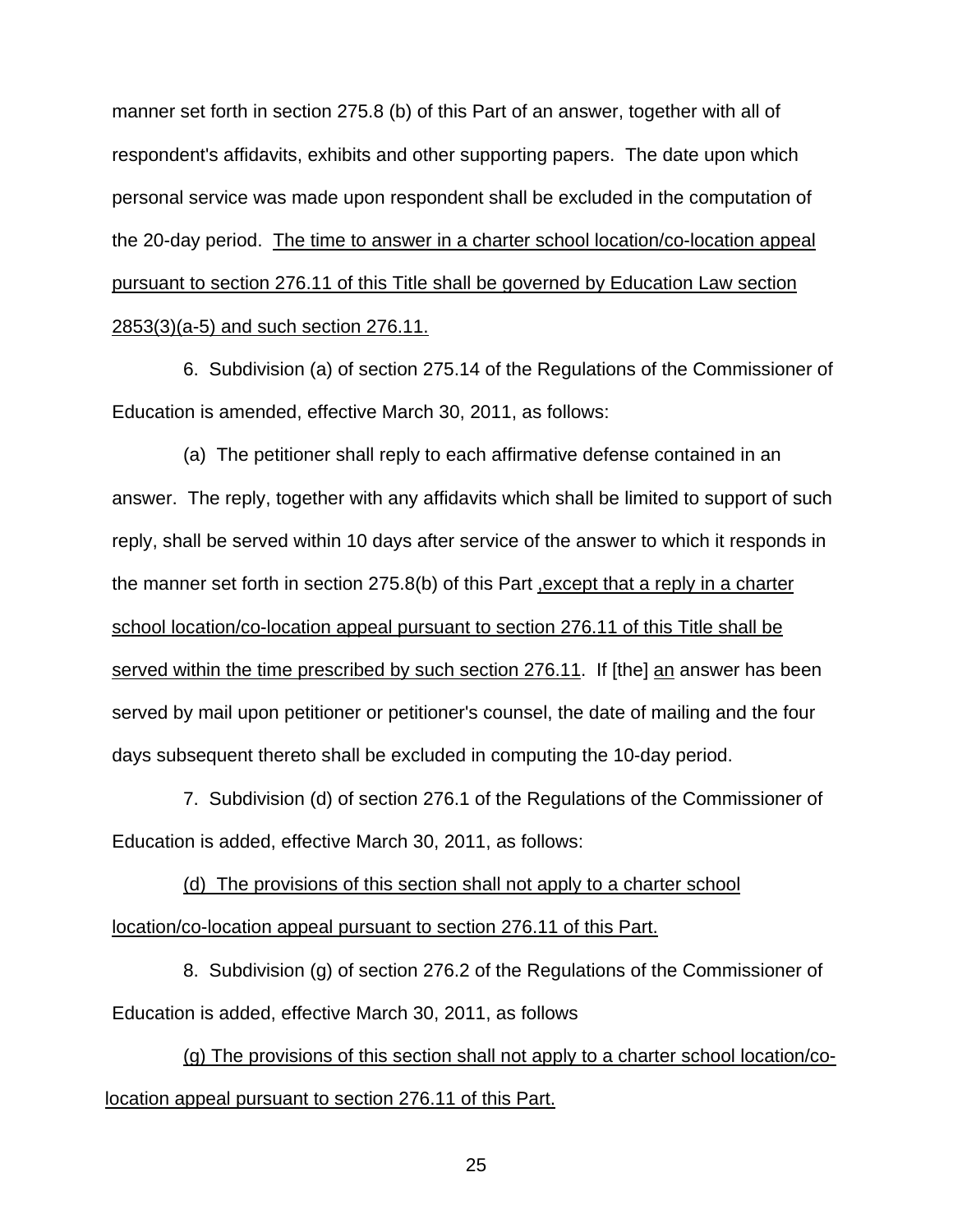manner set forth in section 275.8 (b) of this Part of an answer, together with all of respondent's affidavits, exhibits and other supporting papers. The date upon which personal service was made upon respondent shall be excluded in the computation of the 20-day period. <u>The time to answer in a charter school location/co-location appeal pursuant to section 276.11 of this Title shall be governed by Education Law section 2853(3)(a-5) and such section 276.11.</u>

6. Subdivision (a) of section 275.14 of the Regulations of the Commissioner of Education is amended, effective March 30, 2011, as follows:

(a) The petitioner shall reply to each affirmative defense contained in an answer. The reply, together with any affidavits which shall be limited to support of such reply, shall be served within 10 days after service of the answer to which it responds in the manner set forth in section 275.8(b) of this Part <u>,except that a reply in a charter school location/co-location appeal pursuant to section 276.11 of this Title shall be served within the time prescribed by such section 276.11</u>. If [the] <u>an</u> answer has been served by mail upon petitioner or petitioner's counsel, the date of mailing and the four days subsequent thereto shall be excluded in computing the 10-day period.

7. Subdivision (d) of section 276.1 of the Regulations of the Commissioner of Education is added, effective March 30, 2011, as follows:

<u>(d) The provisions of this section shall not apply to a charter school location/co-location appeal pursuant to section 276.11 of this Part.</u>

8. Subdivision (g) of section 276.2 of the Regulations of the Commissioner of Education is added, effective March 30, 2011, as follows

<u>(g) The provisions of this section shall not apply to a charter school location/co-location appeal pursuant to section 276.11 of this Part.</u>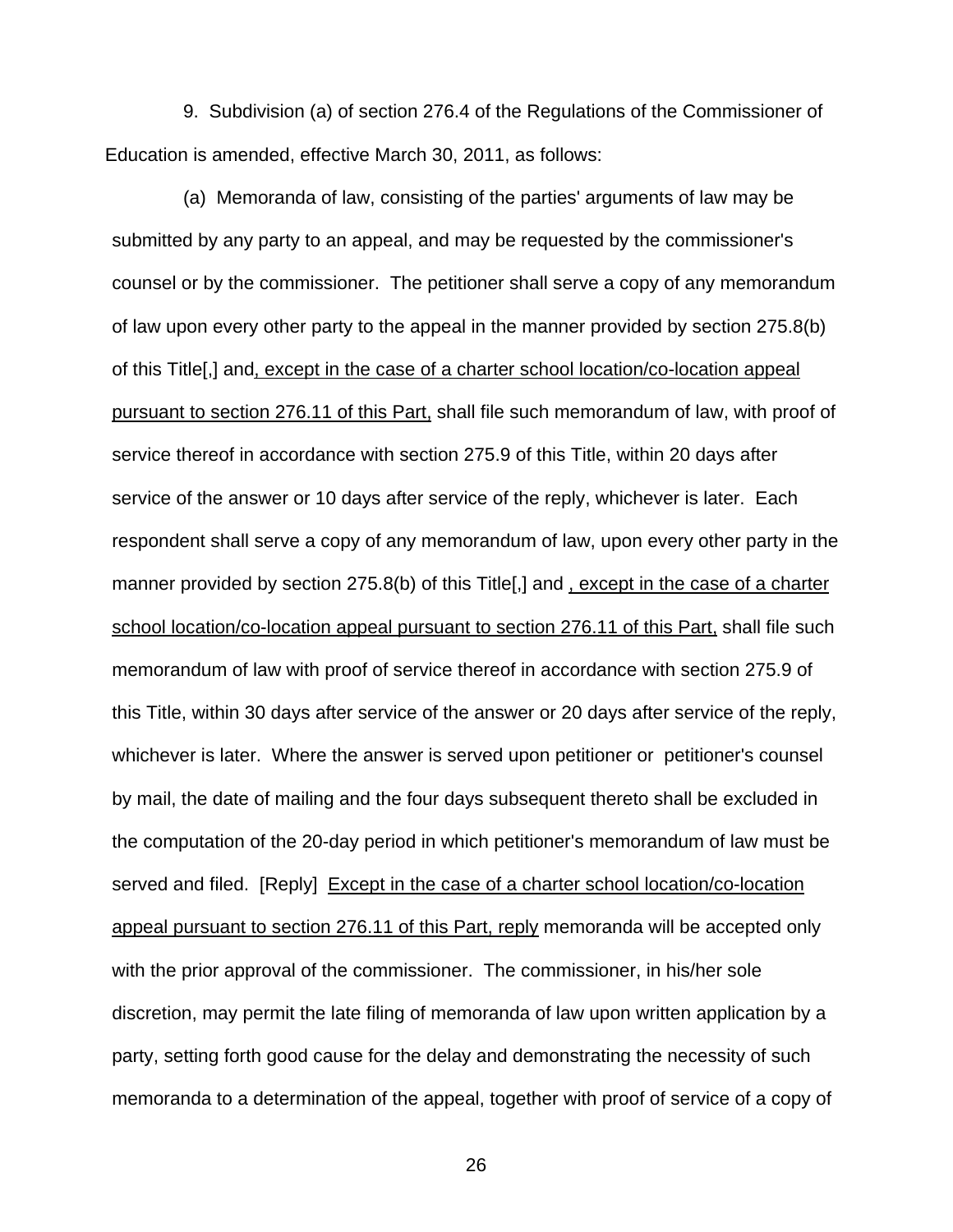9. Subdivision (a) of section 276.4 of the Regulations of the Commissioner of Education is amended, effective March 30, 2011, as follows:

(a) Memoranda of law, consisting of the parties' arguments of law may be submitted by any party to an appeal, and may be requested by the commissioner's counsel or by the commissioner. The petitioner shall serve a copy of any memorandum of law upon every other party to the appeal in the manner provided by section 275.8(b) of this Title[,] and<u>, except in the case of a charter school location/co-location appeal pursuant to section 276.11 of this Part,</u> shall file such memorandum of law, with proof of service thereof in accordance with section 275.9 of this Title, within 20 days after service of the answer or 10 days after service of the reply, whichever is later. Each respondent shall serve a copy of any memorandum of law, upon every other party in the manner provided by section 275.8(b) of this Title[,] and <u>, except in the case of a charter school location/co-location appeal pursuant to section 276.11 of this Part,</u> shall file such memorandum of law with proof of service thereof in accordance with section 275.9 of this Title, within 30 days after service of the answer or 20 days after service of the reply, whichever is later. Where the answer is served upon petitioner or petitioner's counsel by mail, the date of mailing and the four days subsequent thereto shall be excluded in the computation of the 20-day period in which petitioner's memorandum of law must be served and filed. [Reply] <u>Except in the case of a charter school location/co-location appeal pursuant to section 276.11 of this Part, reply</u> memoranda will be accepted only with the prior approval of the commissioner. The commissioner, in his/her sole discretion, may permit the late filing of memoranda of law upon written application by a party, setting forth good cause for the delay and demonstrating the necessity of such memoranda to a determination of the appeal, together with proof of service of a copy of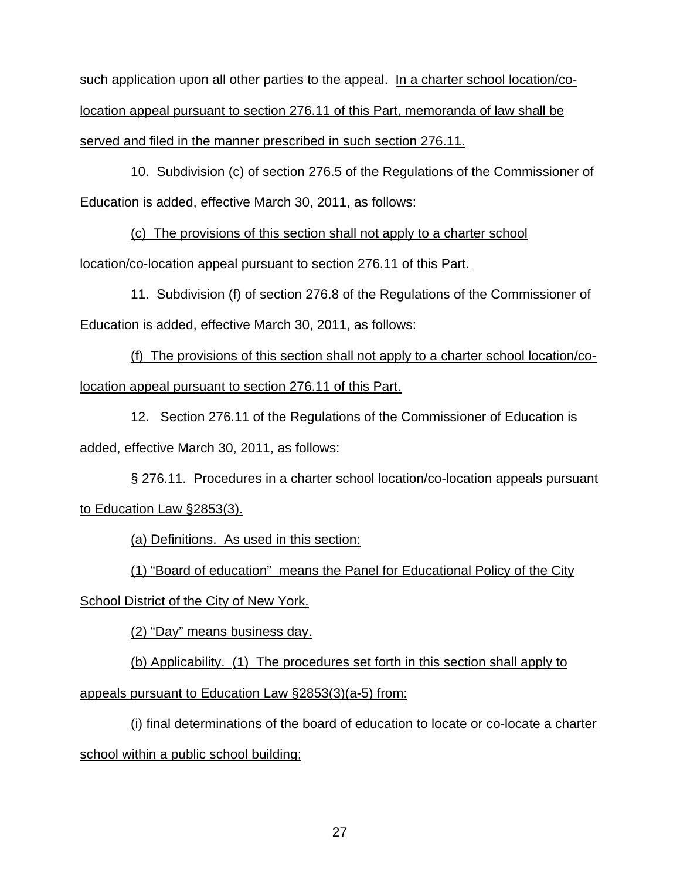such application upon all other parties to the appeal. In a charter school location/co-location appeal pursuant to section 276.11 of this Part, memoranda of law shall be served and filed in the manner prescribed in such section 276.11.

10. Subdivision (c) of section 276.5 of the Regulations of the Commissioner of Education is added, effective March 30, 2011, as follows:

(c) The provisions of this section shall not apply to a charter school location/co-location appeal pursuant to section 276.11 of this Part.

11. Subdivision (f) of section 276.8 of the Regulations of the Commissioner of Education is added, effective March 30, 2011, as follows:

(f) The provisions of this section shall not apply to a charter school location/co-location appeal pursuant to section 276.11 of this Part.

12. Section 276.11 of the Regulations of the Commissioner of Education is added, effective March 30, 2011, as follows:

§ 276.11. Procedures in a charter school location/co-location appeals pursuant to Education Law §2853(3).

(a) Definitions. As used in this section:

(1) "Board of education" means the Panel for Educational Policy of the City School District of the City of New York.

(2) "Day" means business day.

(b) Applicability. (1) The procedures set forth in this section shall apply to appeals pursuant to Education Law §2853(3)(a-5) from:

(i) final determinations of the board of education to locate or co-locate a charter school within a public school building;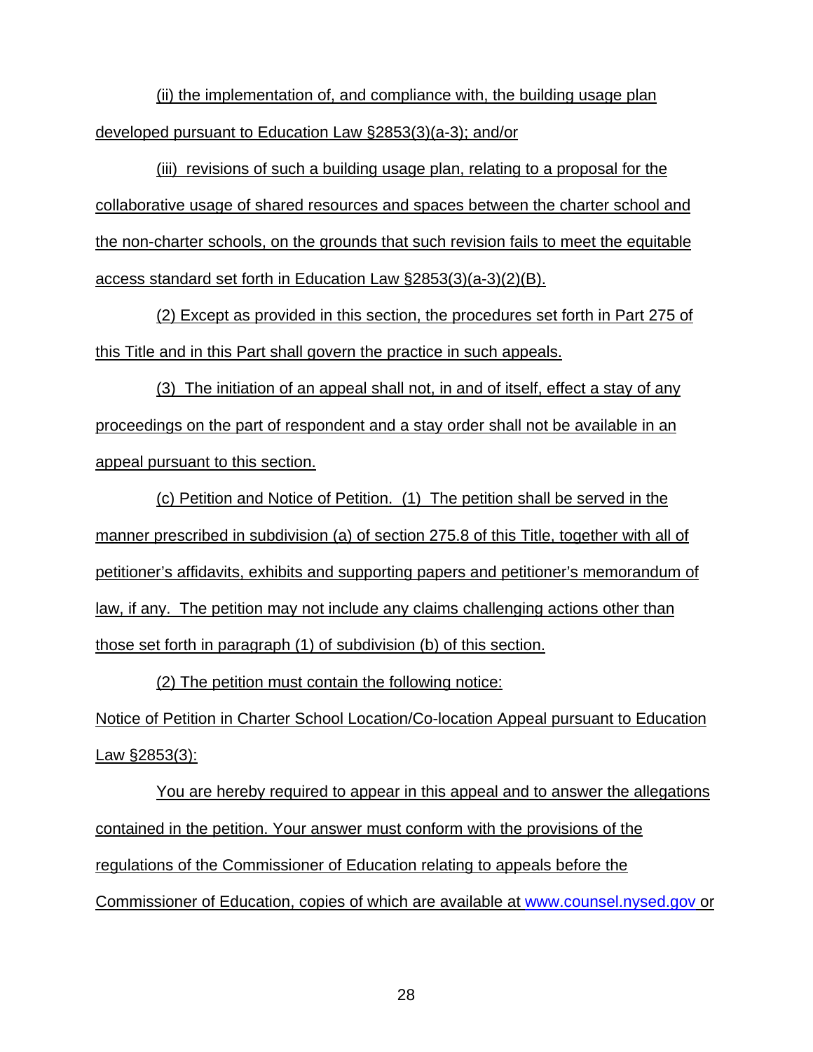(ii) the implementation of, and compliance with, the building usage plan developed pursuant to Education Law §2853(3)(a-3); and/or

(iii) revisions of such a building usage plan, relating to a proposal for the collaborative usage of shared resources and spaces between the charter school and the non-charter schools, on the grounds that such revision fails to meet the equitable access standard set forth in Education Law §2853(3)(a-3)(2)(B).

(2) Except as provided in this section, the procedures set forth in Part 275 of this Title and in this Part shall govern the practice in such appeals.

(3) The initiation of an appeal shall not, in and of itself, effect a stay of any proceedings on the part of respondent and a stay order shall not be available in an appeal pursuant to this section.

(c) Petition and Notice of Petition. (1) The petition shall be served in the manner prescribed in subdivision (a) of section 275.8 of this Title, together with all of petitioner's affidavits, exhibits and supporting papers and petitioner's memorandum of law, if any. The petition may not include any claims challenging actions other than those set forth in paragraph (1) of subdivision (b) of this section.

(2) The petition must contain the following notice:

Notice of Petition in Charter School Location/Co-location Appeal pursuant to Education Law §2853(3):

You are hereby required to appear in this appeal and to answer the allegations contained in the petition. Your answer must conform with the provisions of the regulations of the Commissioner of Education relating to appeals before the Commissioner of Education, copies of which are available at www.counsel.nysed.gov or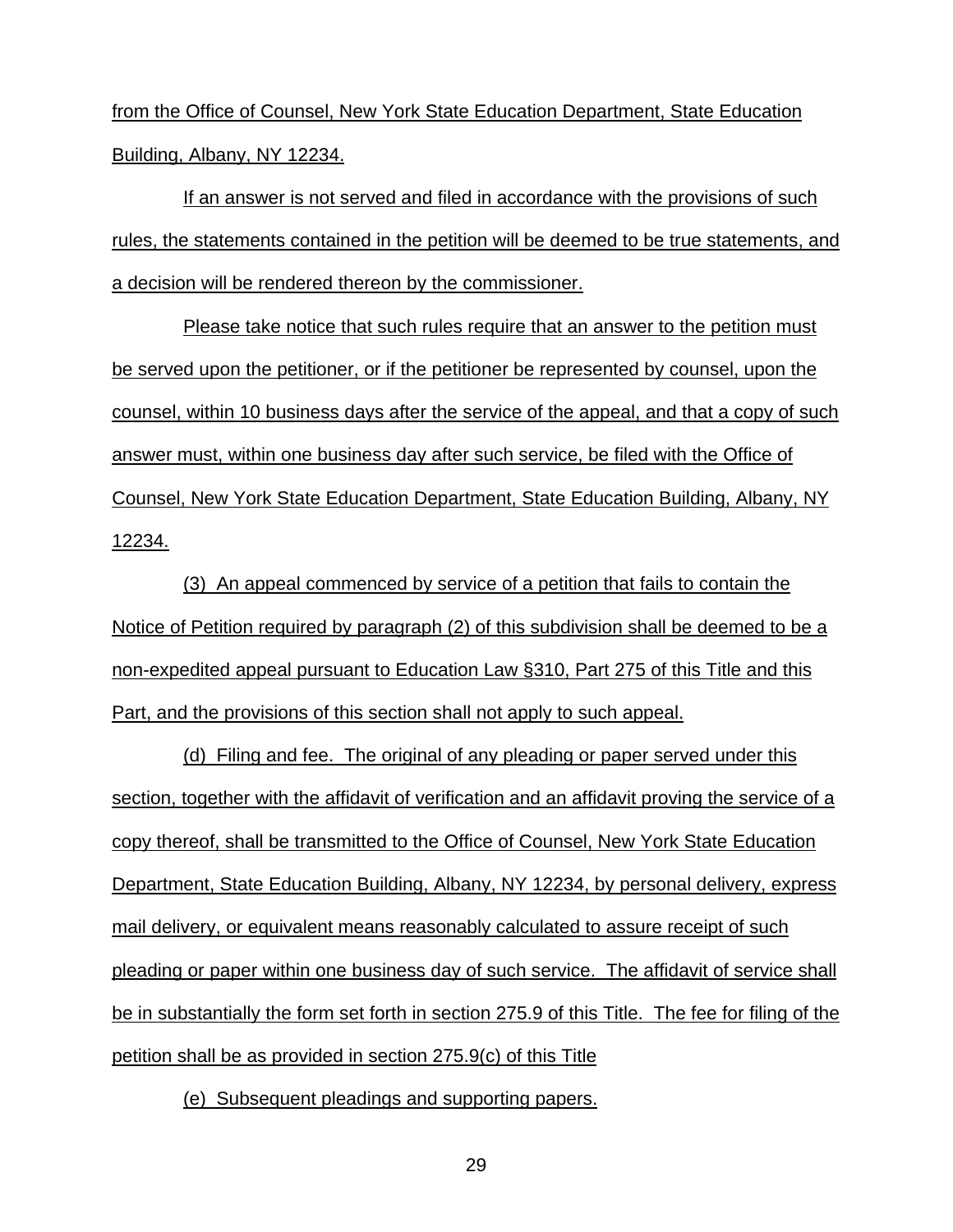from the Office of Counsel, New York State Education Department, State Education Building, Albany, NY 12234.

If an answer is not served and filed in accordance with the provisions of such rules, the statements contained in the petition will be deemed to be true statements, and a decision will be rendered thereon by the commissioner.

Please take notice that such rules require that an answer to the petition must be served upon the petitioner, or if the petitioner be represented by counsel, upon the counsel, within 10 business days after the service of the appeal, and that a copy of such answer must, within one business day after such service, be filed with the Office of Counsel, New York State Education Department, State Education Building, Albany, NY 12234.

(3) An appeal commenced by service of a petition that fails to contain the Notice of Petition required by paragraph (2) of this subdivision shall be deemed to be a non-expedited appeal pursuant to Education Law §310, Part 275 of this Title and this Part, and the provisions of this section shall not apply to such appeal.

(d) Filing and fee. The original of any pleading or paper served under this section, together with the affidavit of verification and an affidavit proving the service of a copy thereof, shall be transmitted to the Office of Counsel, New York State Education Department, State Education Building, Albany, NY 12234, by personal delivery, express mail delivery, or equivalent means reasonably calculated to assure receipt of such pleading or paper within one business day of such service. The affidavit of service shall be in substantially the form set forth in section 275.9 of this Title. The fee for filing of the petition shall be as provided in section 275.9(c) of this Title

(e) Subsequent pleadings and supporting papers.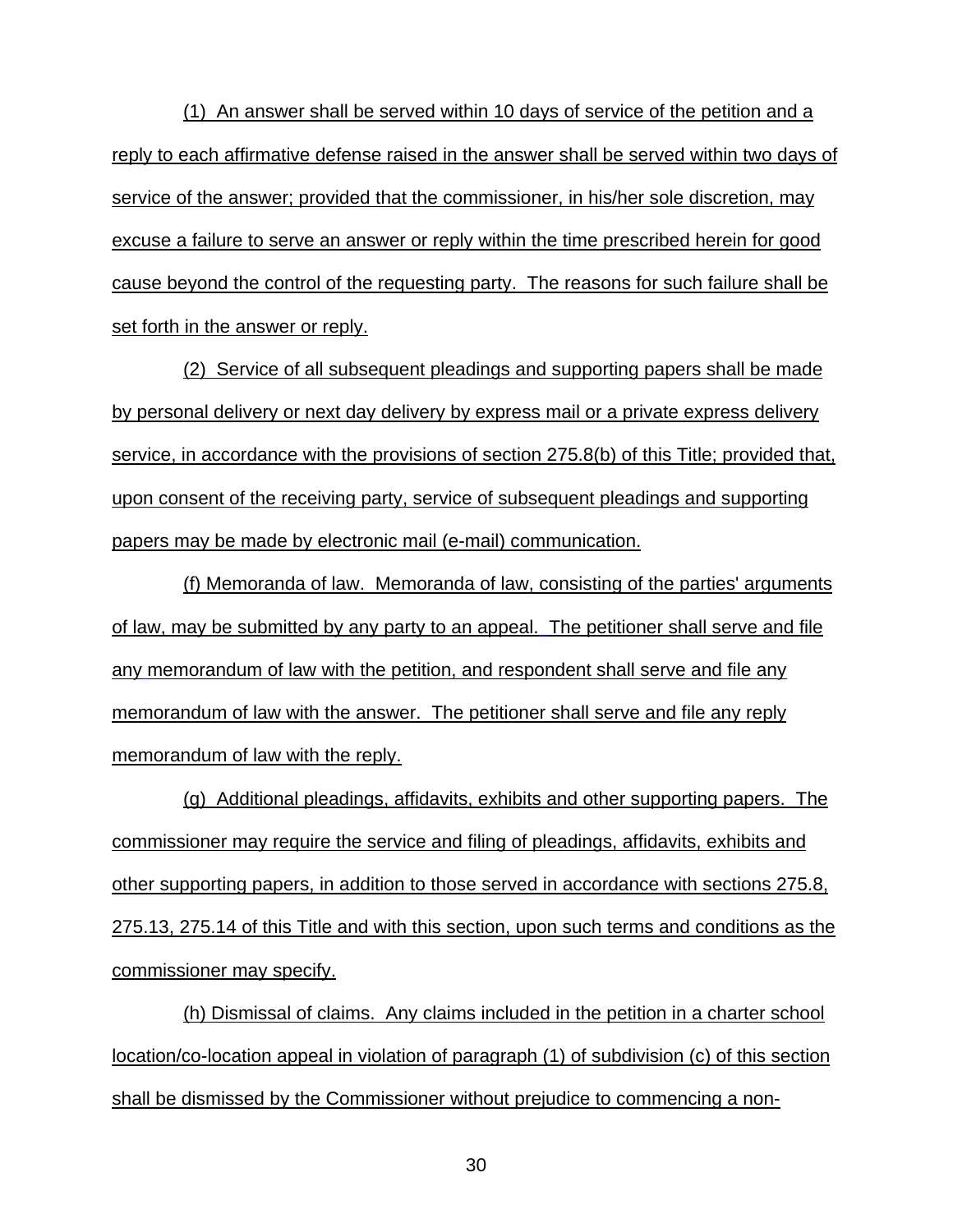(1) An answer shall be served within 10 days of service of the petition and a reply to each affirmative defense raised in the answer shall be served within two days of service of the answer; provided that the commissioner, in his/her sole discretion, may excuse a failure to serve an answer or reply within the time prescribed herein for good cause beyond the control of the requesting party. The reasons for such failure shall be set forth in the answer or reply.

(2) Service of all subsequent pleadings and supporting papers shall be made by personal delivery or next day delivery by express mail or a private express delivery service, in accordance with the provisions of section 275.8(b) of this Title; provided that, upon consent of the receiving party, service of subsequent pleadings and supporting papers may be made by electronic mail (e-mail) communication.

(f) Memoranda of law. Memoranda of law, consisting of the parties' arguments of law, may be submitted by any party to an appeal. The petitioner shall serve and file any memorandum of law with the petition, and respondent shall serve and file any memorandum of law with the answer. The petitioner shall serve and file any reply memorandum of law with the reply.

(g) Additional pleadings, affidavits, exhibits and other supporting papers. The commissioner may require the service and filing of pleadings, affidavits, exhibits and other supporting papers, in addition to those served in accordance with sections 275.8, 275.13, 275.14 of this Title and with this section, upon such terms and conditions as the commissioner may specify.

(h) Dismissal of claims. Any claims included in the petition in a charter school location/co-location appeal in violation of paragraph (1) of subdivision (c) of this section shall be dismissed by the Commissioner without prejudice to commencing a non-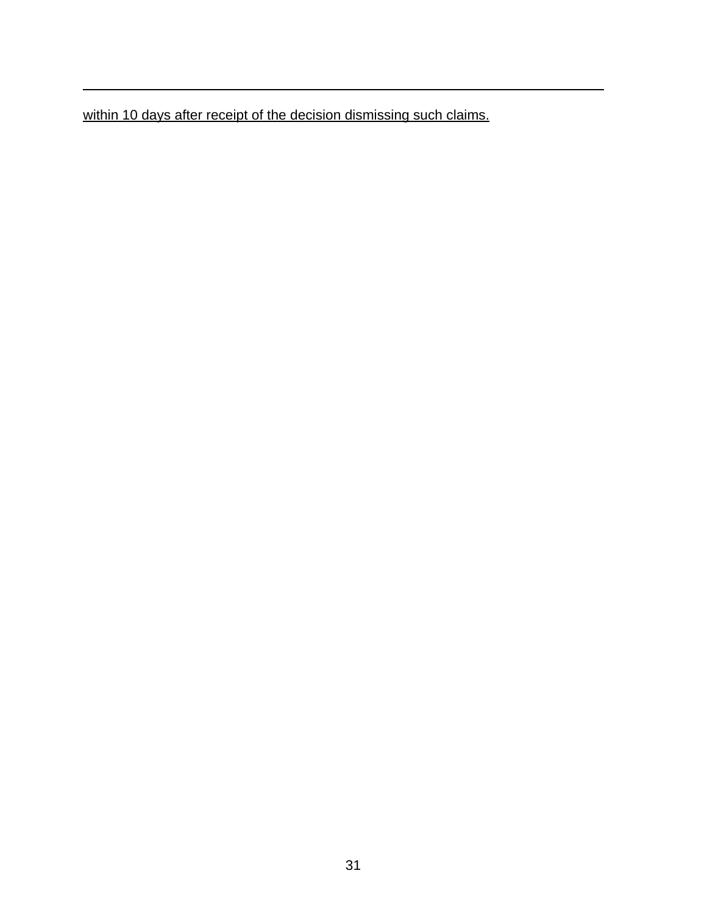---

<u>within 10 days after receipt of the decision dismissing such claims.</u>